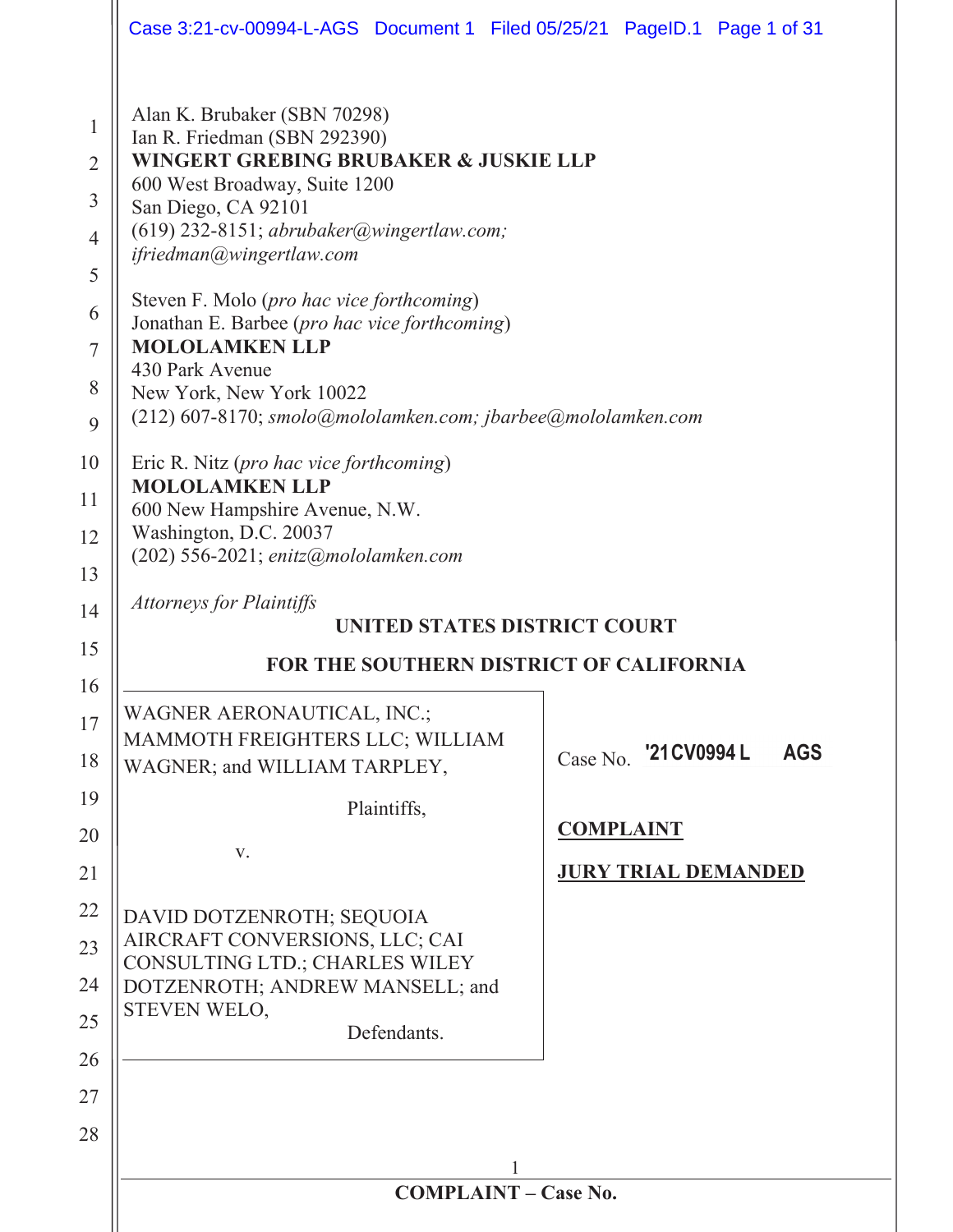Alan K. Brubaker (SBN 70298)
Ian R. Friedman (SBN 292390)
**WINGERT GREBING BRUBAKER & JUSKIE LLP**
600 West Broadway, Suite 1200
San Diego, CA 92101
(619) 232-8151; *abrubaker@wingertlaw.com; ifriedman@wingertlaw.com*

Steven F. Molo (*pro hac vice forthcoming*)
Jonathan E. Barbee (*pro hac vice forthcoming*)
**MOLOLAMKEN LLP**
430 Park Avenue
New York, New York 10022
(212) 607-8170; *smolo@mololamken.com; jbarbee@mololamken.com*

Eric R. Nitz (*pro hac vice forthcoming*)
**MOLOLAMKEN LLP**
600 New Hampshire Avenue, N.W.
Washington, D.C. 20037
(202) 556-2021; *enitz@mololamken.com*

*Attorneys for Plaintiffs*

**UNITED STATES DISTRICT COURT**

**FOR THE SOUTHERN DISTRICT OF CALIFORNIA**

| | |
|---|---|
| WAGNER AERONAUTICAL, INC.; MAMMOTH FREIGHTERS LLC; WILLIAM WAGNER; and WILLIAM TARPLEY,<br><br>Plaintiffs,<br><br>v.<br><br>DAVID DOTZENROTH; SEQUOIA AIRCRAFT CONVERSIONS, LLC; CAI CONSULTING LTD.; CHARLES WILEY DOTZENROTH; ANDREW MANSELL; and STEVEN WELO,<br><br>Defendants. | Case No. **'21CV0994 L AGS**<br><br>**COMPLAINT**<br><br>**JURY TRIAL DEMANDED** |

**COMPLAINT – Case No.**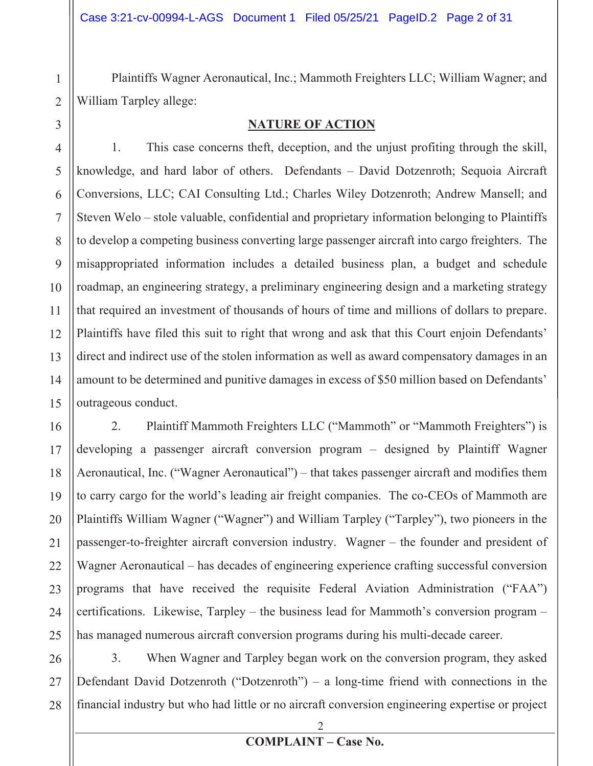Plaintiffs Wagner Aeronautical, Inc.; Mammoth Freighters LLC; William Wagner; and William Tarpley allege:

## NATURE OF ACTION

1. This case concerns theft, deception, and the unjust profiting through the skill, knowledge, and hard labor of others. Defendants – David Dotzenroth; Sequoia Aircraft Conversions, LLC; CAI Consulting Ltd.; Charles Wiley Dotzenroth; Andrew Mansell; and Steven Welo – stole valuable, confidential and proprietary information belonging to Plaintiffs to develop a competing business converting large passenger aircraft into cargo freighters. The misappropriated information includes a detailed business plan, a budget and schedule roadmap, an engineering strategy, a preliminary engineering design and a marketing strategy that required an investment of thousands of hours of time and millions of dollars to prepare. Plaintiffs have filed this suit to right that wrong and ask that this Court enjoin Defendants' direct and indirect use of the stolen information as well as award compensatory damages in an amount to be determined and punitive damages in excess of $50 million based on Defendants' outrageous conduct.

2. Plaintiff Mammoth Freighters LLC ("Mammoth" or "Mammoth Freighters") is developing a passenger aircraft conversion program – designed by Plaintiff Wagner Aeronautical, Inc. ("Wagner Aeronautical") – that takes passenger aircraft and modifies them to carry cargo for the world's leading air freight companies. The co-CEOs of Mammoth are Plaintiffs William Wagner ("Wagner") and William Tarpley ("Tarpley"), two pioneers in the passenger-to-freighter aircraft conversion industry. Wagner – the founder and president of Wagner Aeronautical – has decades of engineering experience crafting successful conversion programs that have received the requisite Federal Aviation Administration ("FAA") certifications. Likewise, Tarpley – the business lead for Mammoth's conversion program – has managed numerous aircraft conversion programs during his multi-decade career.

3. When Wagner and Tarpley began work on the conversion program, they asked Defendant David Dotzenroth ("Dotzenroth") – a long-time friend with connections in the financial industry but who had little or no aircraft conversion engineering expertise or project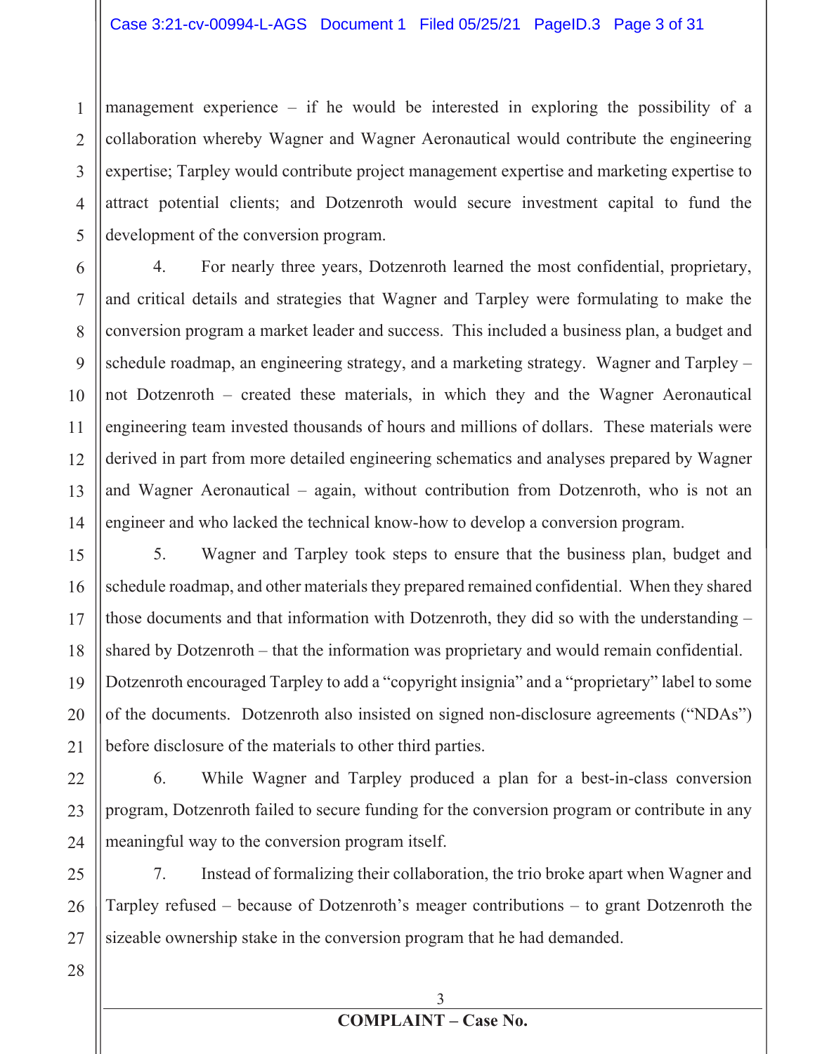management experience – if he would be interested in exploring the possibility of a collaboration whereby Wagner and Wagner Aeronautical would contribute the engineering expertise; Tarpley would contribute project management expertise and marketing expertise to attract potential clients; and Dotzenroth would secure investment capital to fund the development of the conversion program.

4. For nearly three years, Dotzenroth learned the most confidential, proprietary, and critical details and strategies that Wagner and Tarpley were formulating to make the conversion program a market leader and success. This included a business plan, a budget and schedule roadmap, an engineering strategy, and a marketing strategy. Wagner and Tarpley – not Dotzenroth – created these materials, in which they and the Wagner Aeronautical engineering team invested thousands of hours and millions of dollars. These materials were derived in part from more detailed engineering schematics and analyses prepared by Wagner and Wagner Aeronautical – again, without contribution from Dotzenroth, who is not an engineer and who lacked the technical know-how to develop a conversion program.

5. Wagner and Tarpley took steps to ensure that the business plan, budget and schedule roadmap, and other materials they prepared remained confidential. When they shared those documents and that information with Dotzenroth, they did so with the understanding – shared by Dotzenroth – that the information was proprietary and would remain confidential. Dotzenroth encouraged Tarpley to add a "copyright insignia" and a "proprietary" label to some of the documents. Dotzenroth also insisted on signed non-disclosure agreements ("NDAs") before disclosure of the materials to other third parties.

6. While Wagner and Tarpley produced a plan for a best-in-class conversion program, Dotzenroth failed to secure funding for the conversion program or contribute in any meaningful way to the conversion program itself.

7. Instead of formalizing their collaboration, the trio broke apart when Wagner and Tarpley refused – because of Dotzenroth's meager contributions – to grant Dotzenroth the sizeable ownership stake in the conversion program that he had demanded.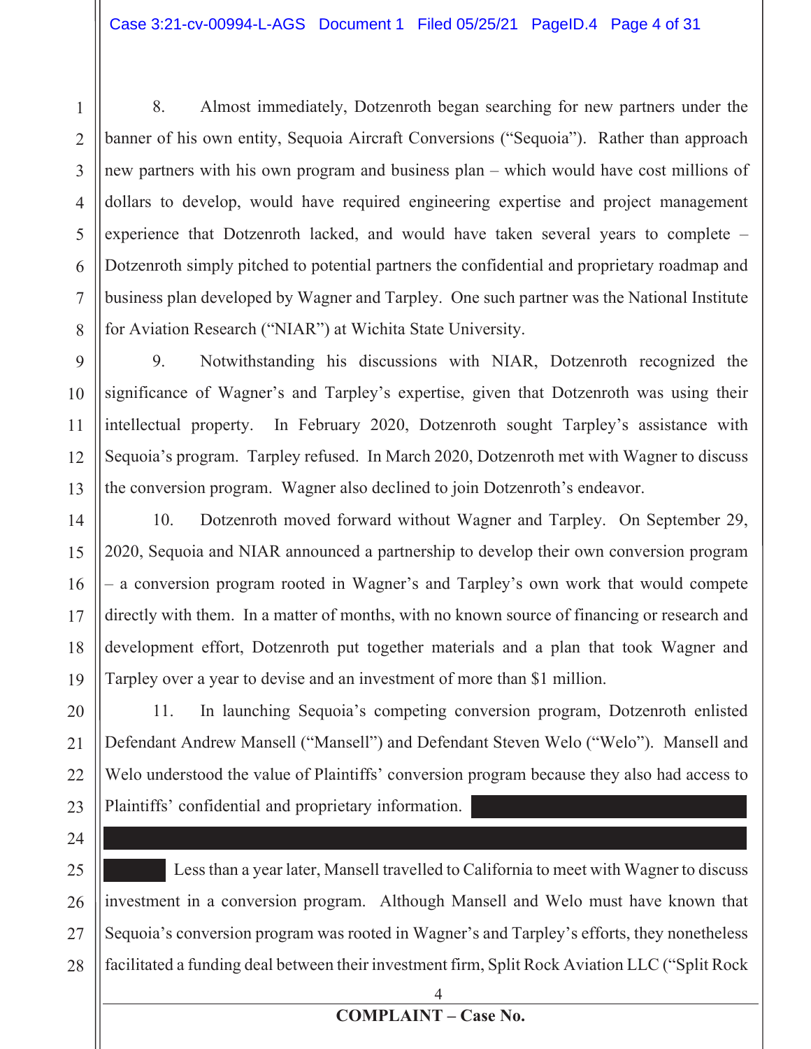8. Almost immediately, Dotzenroth began searching for new partners under the banner of his own entity, Sequoia Aircraft Conversions ("Sequoia"). Rather than approach new partners with his own program and business plan – which would have cost millions of dollars to develop, would have required engineering expertise and project management experience that Dotzenroth lacked, and would have taken several years to complete – Dotzenroth simply pitched to potential partners the confidential and proprietary roadmap and business plan developed by Wagner and Tarpley. One such partner was the National Institute for Aviation Research ("NIAR") at Wichita State University.

9. Notwithstanding his discussions with NIAR, Dotzenroth recognized the significance of Wagner's and Tarpley's expertise, given that Dotzenroth was using their intellectual property. In February 2020, Dotzenroth sought Tarpley's assistance with Sequoia's program. Tarpley refused. In March 2020, Dotzenroth met with Wagner to discuss the conversion program. Wagner also declined to join Dotzenroth's endeavor.

10. Dotzenroth moved forward without Wagner and Tarpley. On September 29, 2020, Sequoia and NIAR announced a partnership to develop their own conversion program – a conversion program rooted in Wagner's and Tarpley's own work that would compete directly with them. In a matter of months, with no known source of financing or research and development effort, Dotzenroth put together materials and a plan that took Wagner and Tarpley over a year to devise and an investment of more than $1 million.

11. In launching Sequoia's competing conversion program, Dotzenroth enlisted Defendant Andrew Mansell ("Mansell") and Defendant Steven Welo ("Welo"). Mansell and Welo understood the value of Plaintiffs' conversion program because they also had access to Plaintiffs' confidential and proprietary information. [REDACTED] Less than a year later, Mansell travelled to California to meet with Wagner to discuss investment in a conversion program. Although Mansell and Welo must have known that Sequoia's conversion program was rooted in Wagner's and Tarpley's efforts, they nonetheless facilitated a funding deal between their investment firm, Split Rock Aviation LLC ("Split Rock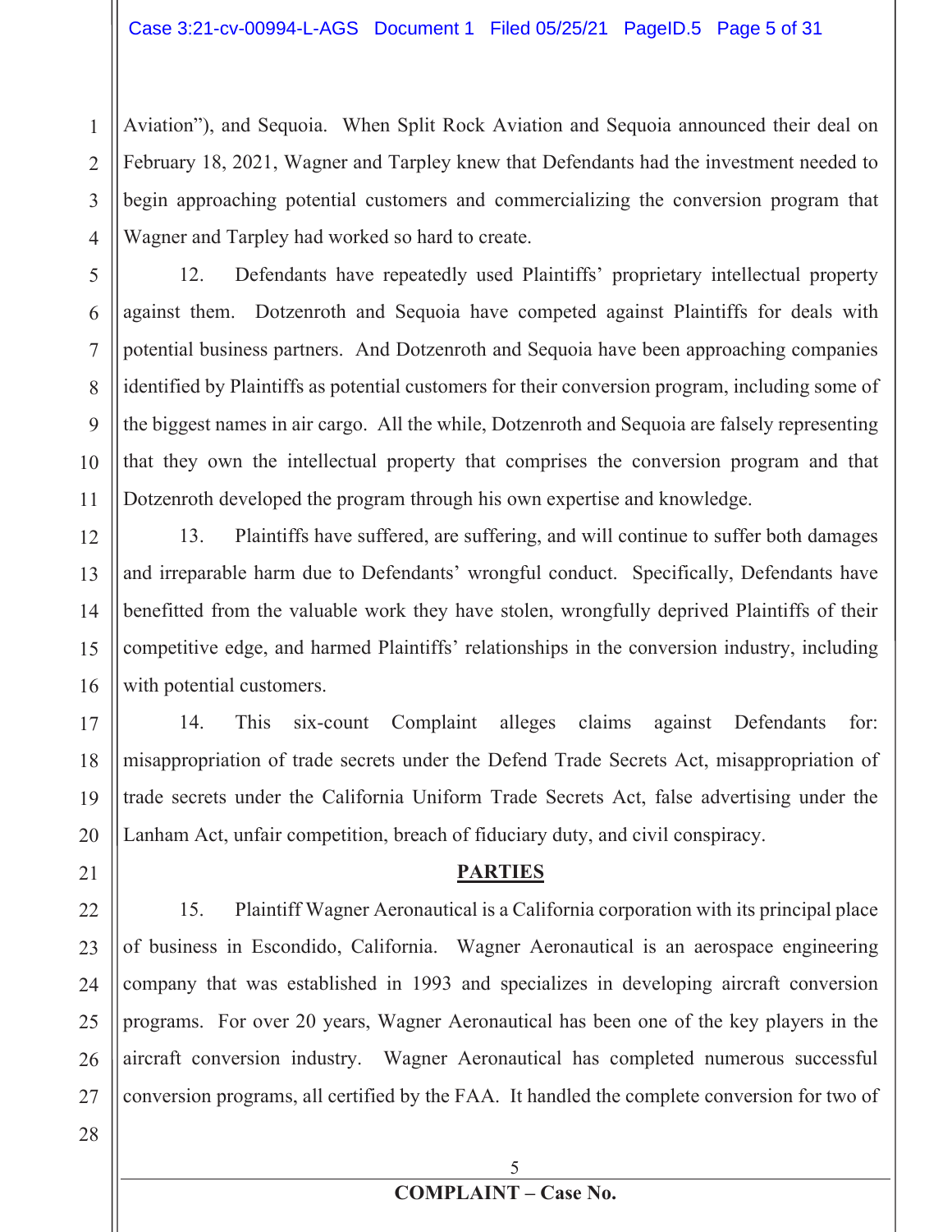Aviation"), and Sequoia. When Split Rock Aviation and Sequoia announced their deal on February 18, 2021, Wagner and Tarpley knew that Defendants had the investment needed to begin approaching potential customers and commercializing the conversion program that Wagner and Tarpley had worked so hard to create.

12. Defendants have repeatedly used Plaintiffs' proprietary intellectual property against them. Dotzenroth and Sequoia have competed against Plaintiffs for deals with potential business partners. And Dotzenroth and Sequoia have been approaching companies identified by Plaintiffs as potential customers for their conversion program, including some of the biggest names in air cargo. All the while, Dotzenroth and Sequoia are falsely representing that they own the intellectual property that comprises the conversion program and that Dotzenroth developed the program through his own expertise and knowledge.

13. Plaintiffs have suffered, are suffering, and will continue to suffer both damages and irreparable harm due to Defendants' wrongful conduct. Specifically, Defendants have benefitted from the valuable work they have stolen, wrongfully deprived Plaintiffs of their competitive edge, and harmed Plaintiffs' relationships in the conversion industry, including with potential customers.

14. This six-count Complaint alleges claims against Defendants for: misappropriation of trade secrets under the Defend Trade Secrets Act, misappropriation of trade secrets under the California Uniform Trade Secrets Act, false advertising under the Lanham Act, unfair competition, breach of fiduciary duty, and civil conspiracy.

## PARTIES

15. Plaintiff Wagner Aeronautical is a California corporation with its principal place of business in Escondido, California. Wagner Aeronautical is an aerospace engineering company that was established in 1993 and specializes in developing aircraft conversion programs. For over 20 years, Wagner Aeronautical has been one of the key players in the aircraft conversion industry. Wagner Aeronautical has completed numerous successful conversion programs, all certified by the FAA. It handled the complete conversion for two of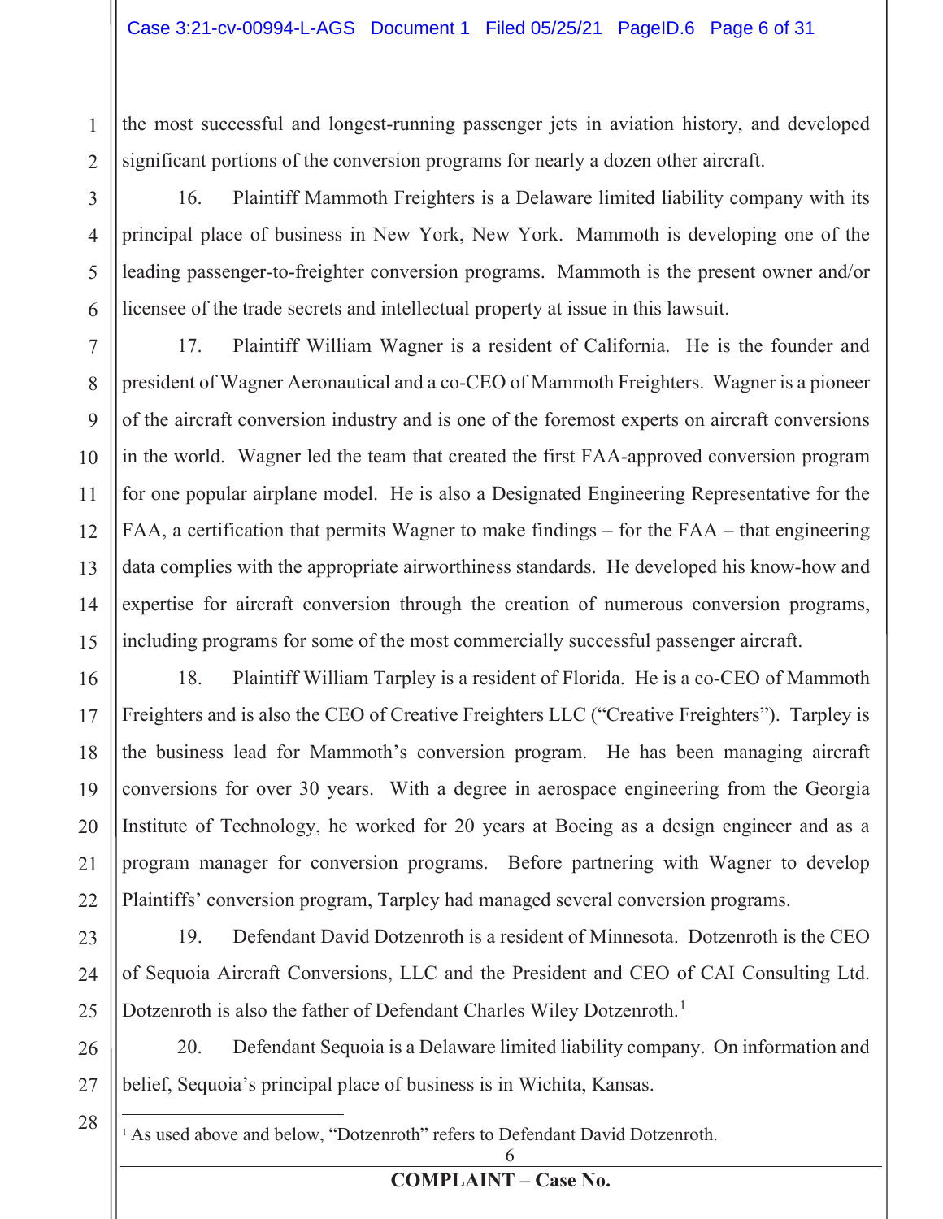the most successful and longest-running passenger jets in aviation history, and developed significant portions of the conversion programs for nearly a dozen other aircraft.

16. Plaintiff Mammoth Freighters is a Delaware limited liability company with its principal place of business in New York, New York. Mammoth is developing one of the leading passenger-to-freighter conversion programs. Mammoth is the present owner and/or licensee of the trade secrets and intellectual property at issue in this lawsuit.

17. Plaintiff William Wagner is a resident of California. He is the founder and president of Wagner Aeronautical and a co-CEO of Mammoth Freighters. Wagner is a pioneer of the aircraft conversion industry and is one of the foremost experts on aircraft conversions in the world. Wagner led the team that created the first FAA-approved conversion program for one popular airplane model. He is also a Designated Engineering Representative for the FAA, a certification that permits Wagner to make findings – for the FAA – that engineering data complies with the appropriate airworthiness standards. He developed his know-how and expertise for aircraft conversion through the creation of numerous conversion programs, including programs for some of the most commercially successful passenger aircraft.

18. Plaintiff William Tarpley is a resident of Florida. He is a co-CEO of Mammoth Freighters and is also the CEO of Creative Freighters LLC ("Creative Freighters"). Tarpley is the business lead for Mammoth's conversion program. He has been managing aircraft conversions for over 30 years. With a degree in aerospace engineering from the Georgia Institute of Technology, he worked for 20 years at Boeing as a design engineer and as a program manager for conversion programs. Before partnering with Wagner to develop Plaintiffs' conversion program, Tarpley had managed several conversion programs.

19. Defendant David Dotzenroth is a resident of Minnesota. Dotzenroth is the CEO of Sequoia Aircraft Conversions, LLC and the President and CEO of CAI Consulting Ltd. Dotzenroth is also the father of Defendant Charles Wiley Dotzenroth.[1]

20. Defendant Sequoia is a Delaware limited liability company. On information and belief, Sequoia's principal place of business is in Wichita, Kansas.

[1] As used above and below, "Dotzenroth" refers to Defendant David Dotzenroth.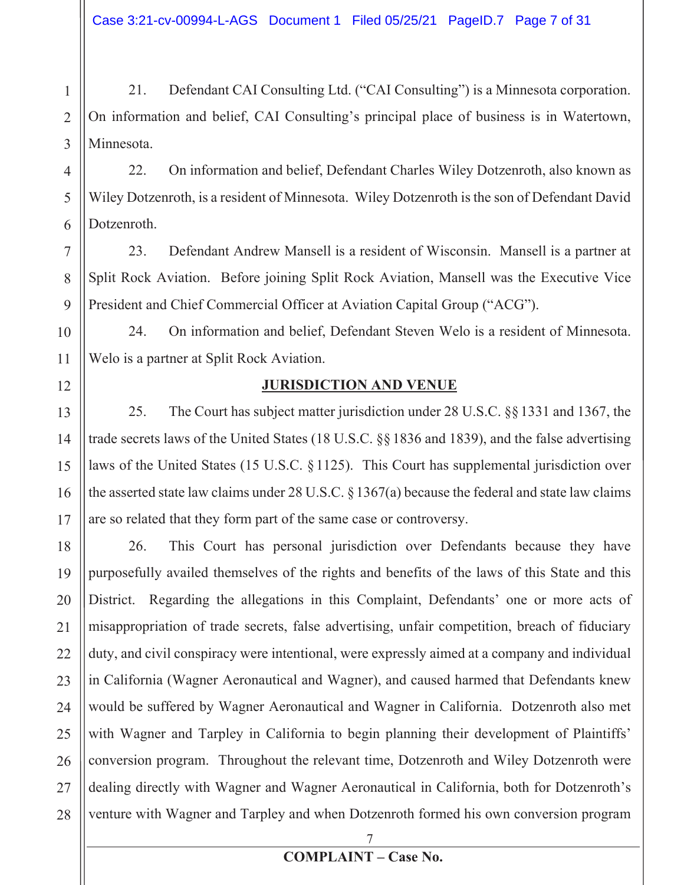21. Defendant CAI Consulting Ltd. ("CAI Consulting") is a Minnesota corporation. On information and belief, CAI Consulting's principal place of business is in Watertown, Minnesota.

22. On information and belief, Defendant Charles Wiley Dotzenroth, also known as Wiley Dotzenroth, is a resident of Minnesota. Wiley Dotzenroth is the son of Defendant David Dotzenroth.

23. Defendant Andrew Mansell is a resident of Wisconsin. Mansell is a partner at Split Rock Aviation. Before joining Split Rock Aviation, Mansell was the Executive Vice President and Chief Commercial Officer at Aviation Capital Group ("ACG").

24. On information and belief, Defendant Steven Welo is a resident of Minnesota. Welo is a partner at Split Rock Aviation.

## JURISDICTION AND VENUE

25. The Court has subject matter jurisdiction under 28 U.S.C. §§ 1331 and 1367, the trade secrets laws of the United States (18 U.S.C. §§ 1836 and 1839), and the false advertising laws of the United States (15 U.S.C. § 1125). This Court has supplemental jurisdiction over the asserted state law claims under 28 U.S.C. § 1367(a) because the federal and state law claims are so related that they form part of the same case or controversy.

26. This Court has personal jurisdiction over Defendants because they have purposefully availed themselves of the rights and benefits of the laws of this State and this District. Regarding the allegations in this Complaint, Defendants' one or more acts of misappropriation of trade secrets, false advertising, unfair competition, breach of fiduciary duty, and civil conspiracy were intentional, were expressly aimed at a company and individual in California (Wagner Aeronautical and Wagner), and caused harmed that Defendants knew would be suffered by Wagner Aeronautical and Wagner in California. Dotzenroth also met with Wagner and Tarpley in California to begin planning their development of Plaintiffs' conversion program. Throughout the relevant time, Dotzenroth and Wiley Dotzenroth were dealing directly with Wagner and Wagner Aeronautical in California, both for Dotzenroth's venture with Wagner and Tarpley and when Dotzenroth formed his own conversion program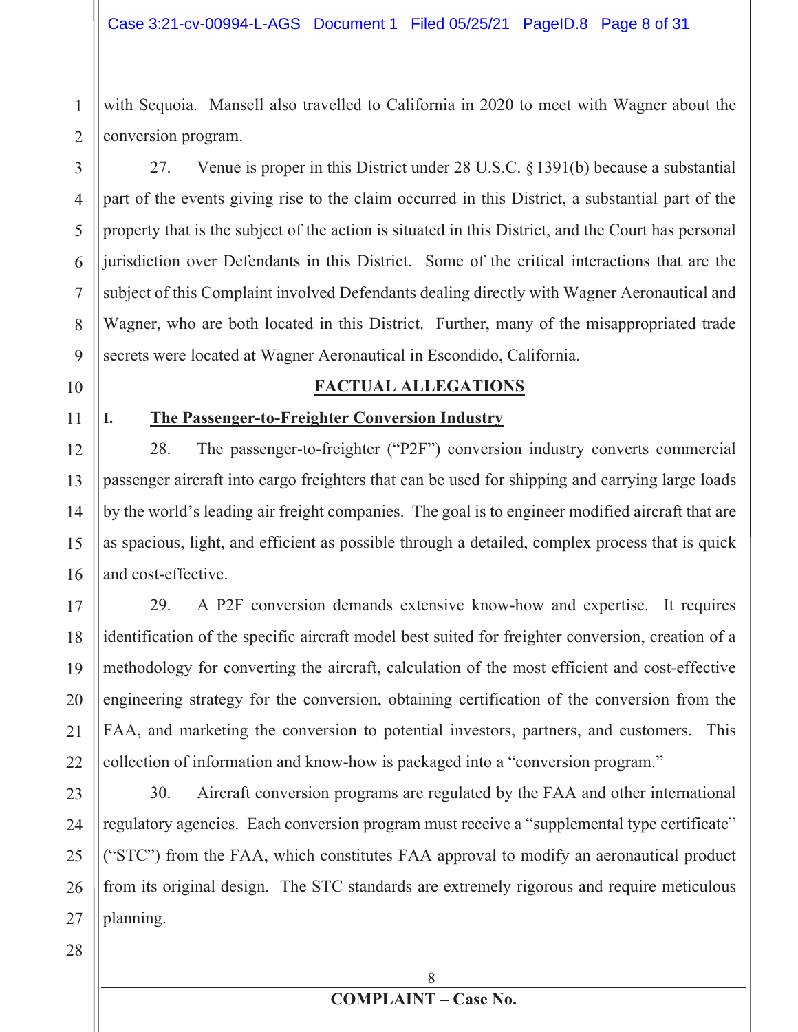with Sequoia. Mansell also travelled to California in 2020 to meet with Wagner about the conversion program.

27. Venue is proper in this District under 28 U.S.C. § 1391(b) because a substantial part of the events giving rise to the claim occurred in this District, a substantial part of the property that is the subject of the action is situated in this District, and the Court has personal jurisdiction over Defendants in this District. Some of the critical interactions that are the subject of this Complaint involved Defendants dealing directly with Wagner Aeronautical and Wagner, who are both located in this District. Further, many of the misappropriated trade secrets were located at Wagner Aeronautical in Escondido, California.

## FACTUAL ALLEGATIONS

### I. The Passenger-to-Freighter Conversion Industry

28. The passenger-to-freighter ("P2F") conversion industry converts commercial passenger aircraft into cargo freighters that can be used for shipping and carrying large loads by the world's leading air freight companies. The goal is to engineer modified aircraft that are as spacious, light, and efficient as possible through a detailed, complex process that is quick and cost-effective.

29. A P2F conversion demands extensive know-how and expertise. It requires identification of the specific aircraft model best suited for freighter conversion, creation of a methodology for converting the aircraft, calculation of the most efficient and cost-effective engineering strategy for the conversion, obtaining certification of the conversion from the FAA, and marketing the conversion to potential investors, partners, and customers. This collection of information and know-how is packaged into a "conversion program."

30. Aircraft conversion programs are regulated by the FAA and other international regulatory agencies. Each conversion program must receive a "supplemental type certificate" ("STC") from the FAA, which constitutes FAA approval to modify an aeronautical product from its original design. The STC standards are extremely rigorous and require meticulous planning.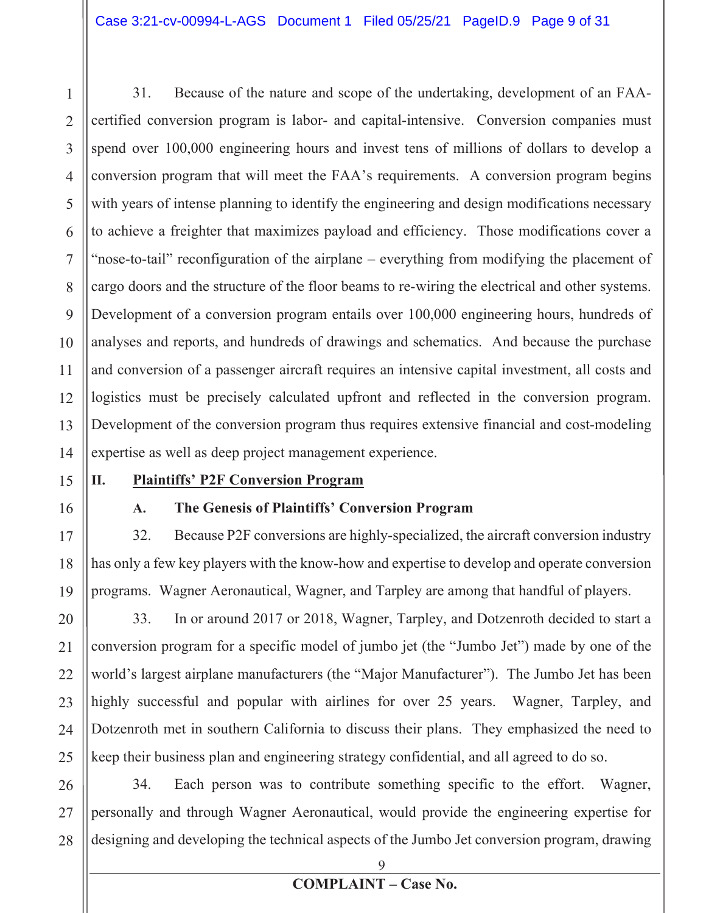31. Because of the nature and scope of the undertaking, development of an FAA-certified conversion program is labor- and capital-intensive. Conversion companies must spend over 100,000 engineering hours and invest tens of millions of dollars to develop a conversion program that will meet the FAA's requirements. A conversion program begins with years of intense planning to identify the engineering and design modifications necessary to achieve a freighter that maximizes payload and efficiency. Those modifications cover a "nose-to-tail" reconfiguration of the airplane – everything from modifying the placement of cargo doors and the structure of the floor beams to re-wiring the electrical and other systems. Development of a conversion program entails over 100,000 engineering hours, hundreds of analyses and reports, and hundreds of drawings and schematics. And because the purchase and conversion of a passenger aircraft requires an intensive capital investment, all costs and logistics must be precisely calculated upfront and reflected in the conversion program. Development of the conversion program thus requires extensive financial and cost-modeling expertise as well as deep project management experience.

## II. Plaintiffs' P2F Conversion Program

### A. The Genesis of Plaintiffs' Conversion Program

32. Because P2F conversions are highly-specialized, the aircraft conversion industry has only a few key players with the know-how and expertise to develop and operate conversion programs. Wagner Aeronautical, Wagner, and Tarpley are among that handful of players.

33. In or around 2017 or 2018, Wagner, Tarpley, and Dotzenroth decided to start a conversion program for a specific model of jumbo jet (the "Jumbo Jet") made by one of the world's largest airplane manufacturers (the "Major Manufacturer"). The Jumbo Jet has been highly successful and popular with airlines for over 25 years. Wagner, Tarpley, and Dotzenroth met in southern California to discuss their plans. They emphasized the need to keep their business plan and engineering strategy confidential, and all agreed to do so.

34. Each person was to contribute something specific to the effort. Wagner, personally and through Wagner Aeronautical, would provide the engineering expertise for designing and developing the technical aspects of the Jumbo Jet conversion program, drawing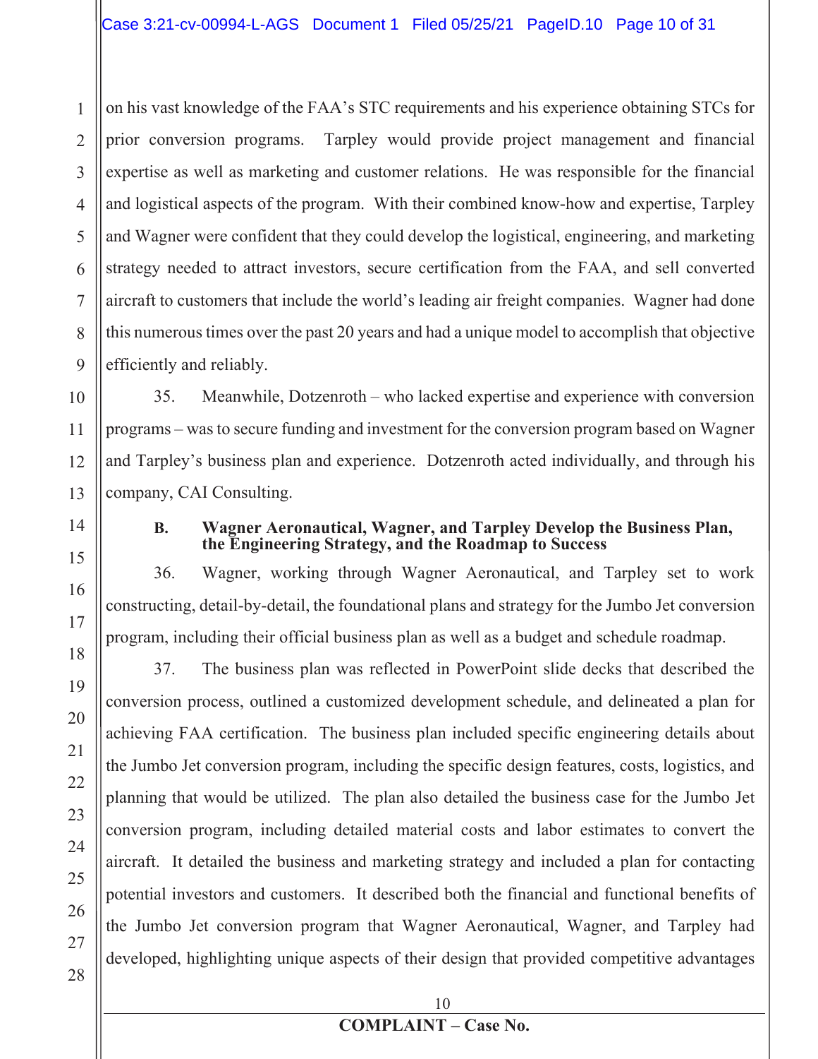on his vast knowledge of the FAA's STC requirements and his experience obtaining STCs for prior conversion programs. Tarpley would provide project management and financial expertise as well as marketing and customer relations. He was responsible for the financial and logistical aspects of the program. With their combined know-how and expertise, Tarpley and Wagner were confident that they could develop the logistical, engineering, and marketing strategy needed to attract investors, secure certification from the FAA, and sell converted aircraft to customers that include the world's leading air freight companies. Wagner had done this numerous times over the past 20 years and had a unique model to accomplish that objective efficiently and reliably.

35. Meanwhile, Dotzenroth – who lacked expertise and experience with conversion programs – was to secure funding and investment for the conversion program based on Wagner and Tarpley's business plan and experience. Dotzenroth acted individually, and through his company, CAI Consulting.

### B. Wagner Aeronautical, Wagner, and Tarpley Develop the Business Plan, the Engineering Strategy, and the Roadmap to Success

36. Wagner, working through Wagner Aeronautical, and Tarpley set to work constructing, detail-by-detail, the foundational plans and strategy for the Jumbo Jet conversion program, including their official business plan as well as a budget and schedule roadmap.

37. The business plan was reflected in PowerPoint slide decks that described the conversion process, outlined a customized development schedule, and delineated a plan for achieving FAA certification. The business plan included specific engineering details about the Jumbo Jet conversion program, including the specific design features, costs, logistics, and planning that would be utilized. The plan also detailed the business case for the Jumbo Jet conversion program, including detailed material costs and labor estimates to convert the aircraft. It detailed the business and marketing strategy and included a plan for contacting potential investors and customers. It described both the financial and functional benefits of the Jumbo Jet conversion program that Wagner Aeronautical, Wagner, and Tarpley had developed, highlighting unique aspects of their design that provided competitive advantages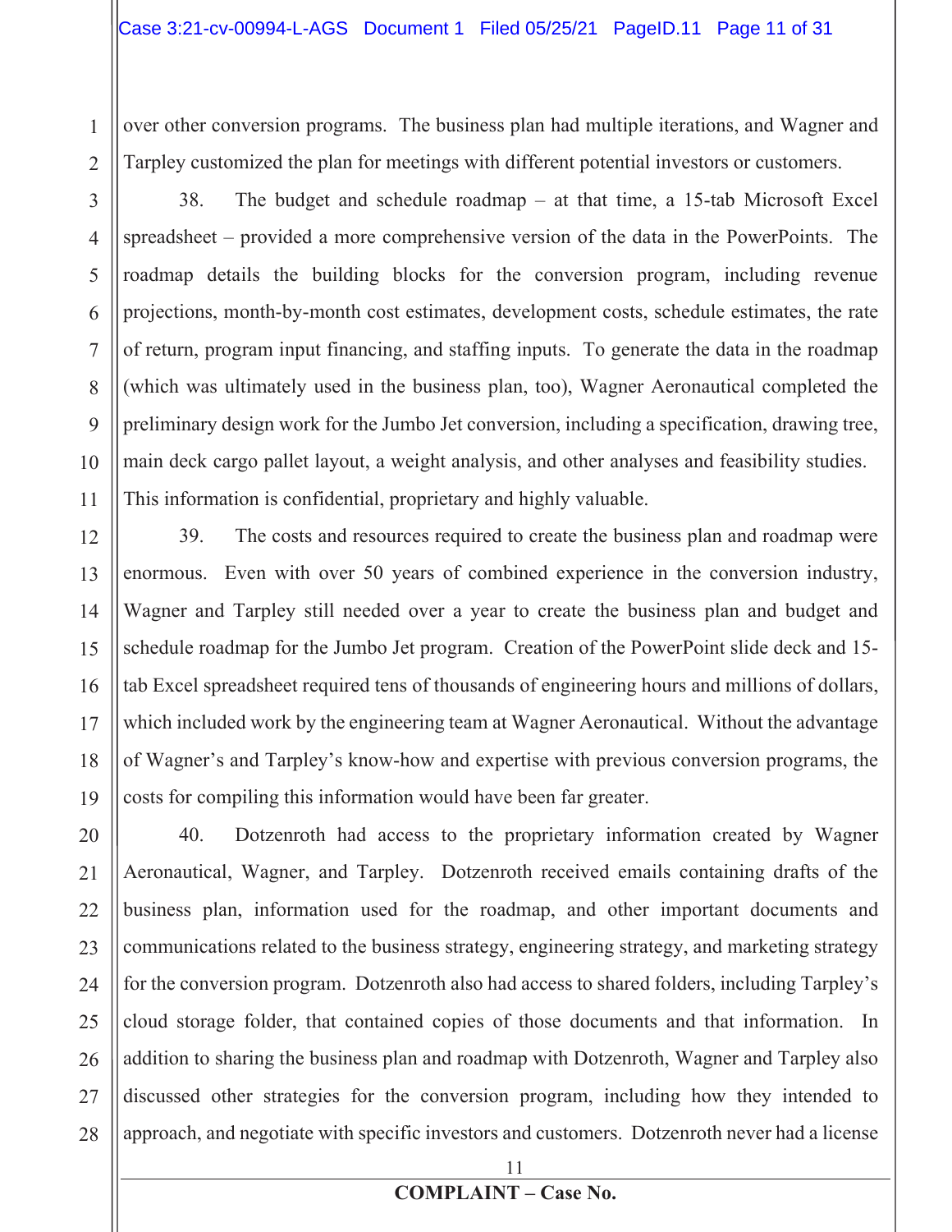over other conversion programs. The business plan had multiple iterations, and Wagner and Tarpley customized the plan for meetings with different potential investors or customers.

38. The budget and schedule roadmap – at that time, a 15-tab Microsoft Excel spreadsheet – provided a more comprehensive version of the data in the PowerPoints. The roadmap details the building blocks for the conversion program, including revenue projections, month-by-month cost estimates, development costs, schedule estimates, the rate of return, program input financing, and staffing inputs. To generate the data in the roadmap (which was ultimately used in the business plan, too), Wagner Aeronautical completed the preliminary design work for the Jumbo Jet conversion, including a specification, drawing tree, main deck cargo pallet layout, a weight analysis, and other analyses and feasibility studies. This information is confidential, proprietary and highly valuable.

39. The costs and resources required to create the business plan and roadmap were enormous. Even with over 50 years of combined experience in the conversion industry, Wagner and Tarpley still needed over a year to create the business plan and budget and schedule roadmap for the Jumbo Jet program. Creation of the PowerPoint slide deck and 15-tab Excel spreadsheet required tens of thousands of engineering hours and millions of dollars, which included work by the engineering team at Wagner Aeronautical. Without the advantage of Wagner's and Tarpley's know-how and expertise with previous conversion programs, the costs for compiling this information would have been far greater.

40. Dotzenroth had access to the proprietary information created by Wagner Aeronautical, Wagner, and Tarpley. Dotzenroth received emails containing drafts of the business plan, information used for the roadmap, and other important documents and communications related to the business strategy, engineering strategy, and marketing strategy for the conversion program. Dotzenroth also had access to shared folders, including Tarpley's cloud storage folder, that contained copies of those documents and that information. In addition to sharing the business plan and roadmap with Dotzenroth, Wagner and Tarpley also discussed other strategies for the conversion program, including how they intended to approach, and negotiate with specific investors and customers. Dotzenroth never had a license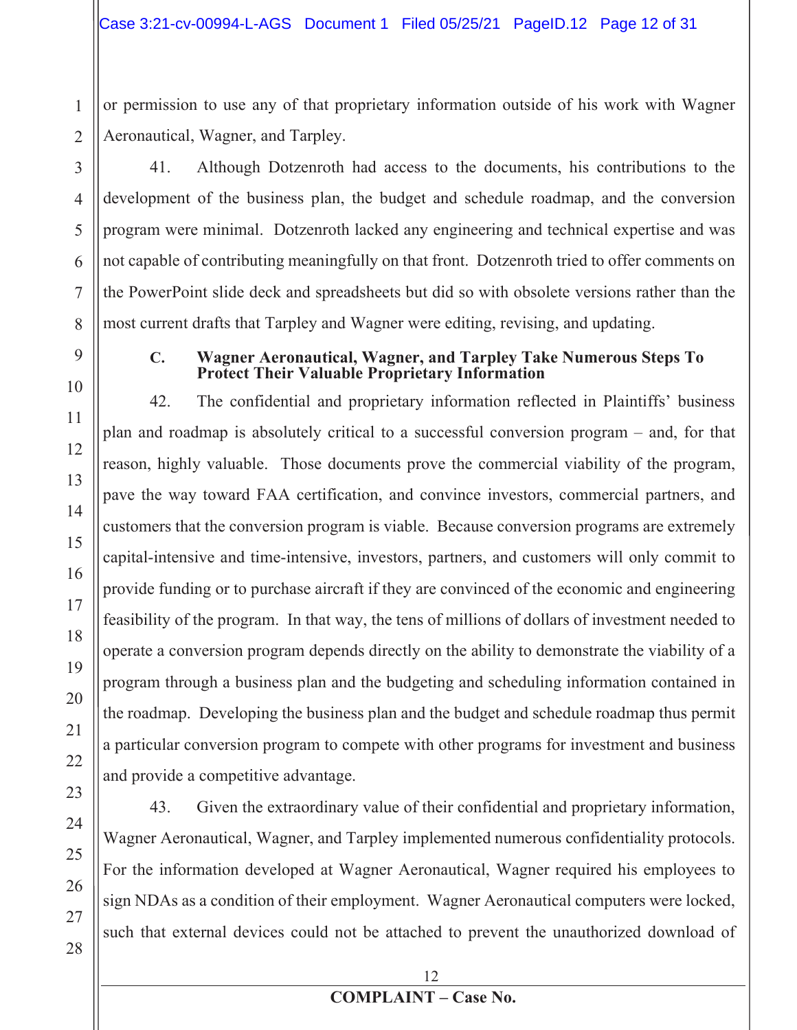or permission to use any of that proprietary information outside of his work with Wagner Aeronautical, Wagner, and Tarpley.

41. Although Dotzenroth had access to the documents, his contributions to the development of the business plan, the budget and schedule roadmap, and the conversion program were minimal. Dotzenroth lacked any engineering and technical expertise and was not capable of contributing meaningfully on that front. Dotzenroth tried to offer comments on the PowerPoint slide deck and spreadsheets but did so with obsolete versions rather than the most current drafts that Tarpley and Wagner were editing, revising, and updating.

### C. Wagner Aeronautical, Wagner, and Tarpley Take Numerous Steps To Protect Their Valuable Proprietary Information

42. The confidential and proprietary information reflected in Plaintiffs' business plan and roadmap is absolutely critical to a successful conversion program – and, for that reason, highly valuable. Those documents prove the commercial viability of the program, pave the way toward FAA certification, and convince investors, commercial partners, and customers that the conversion program is viable. Because conversion programs are extremely capital-intensive and time-intensive, investors, partners, and customers will only commit to provide funding or to purchase aircraft if they are convinced of the economic and engineering feasibility of the program. In that way, the tens of millions of dollars of investment needed to operate a conversion program depends directly on the ability to demonstrate the viability of a program through a business plan and the budgeting and scheduling information contained in the roadmap. Developing the business plan and the budget and schedule roadmap thus permit a particular conversion program to compete with other programs for investment and business and provide a competitive advantage.

43. Given the extraordinary value of their confidential and proprietary information, Wagner Aeronautical, Wagner, and Tarpley implemented numerous confidentiality protocols. For the information developed at Wagner Aeronautical, Wagner required his employees to sign NDAs as a condition of their employment. Wagner Aeronautical computers were locked, such that external devices could not be attached to prevent the unauthorized download of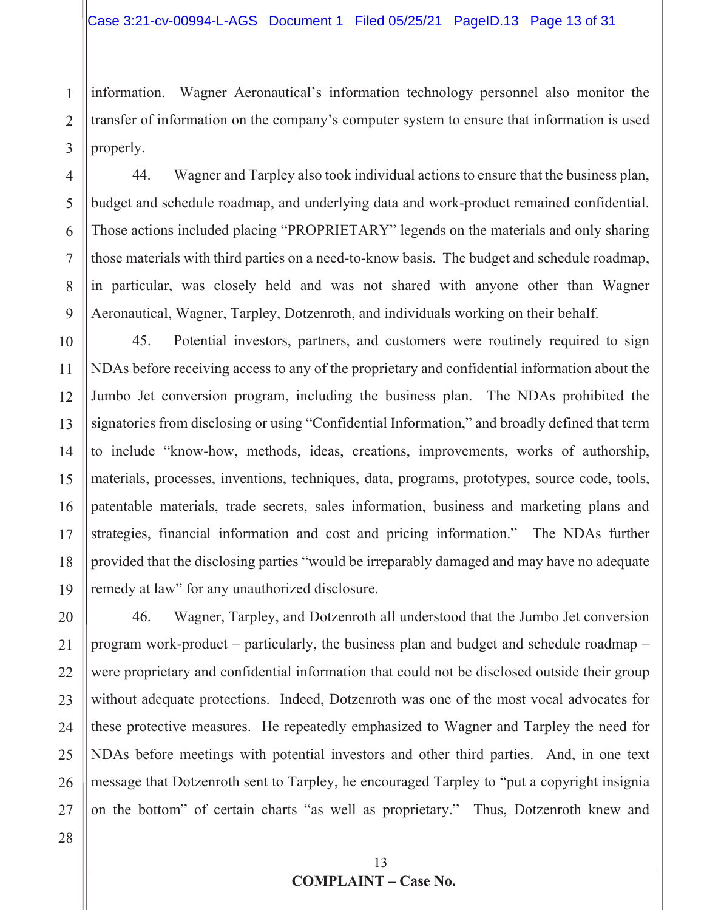information. Wagner Aeronautical's information technology personnel also monitor the transfer of information on the company's computer system to ensure that information is used properly.

44. Wagner and Tarpley also took individual actions to ensure that the business plan, budget and schedule roadmap, and underlying data and work-product remained confidential. Those actions included placing "PROPRIETARY" legends on the materials and only sharing those materials with third parties on a need-to-know basis. The budget and schedule roadmap, in particular, was closely held and was not shared with anyone other than Wagner Aeronautical, Wagner, Tarpley, Dotzenroth, and individuals working on their behalf.

45. Potential investors, partners, and customers were routinely required to sign NDAs before receiving access to any of the proprietary and confidential information about the Jumbo Jet conversion program, including the business plan. The NDAs prohibited the signatories from disclosing or using "Confidential Information," and broadly defined that term to include "know-how, methods, ideas, creations, improvements, works of authorship, materials, processes, inventions, techniques, data, programs, prototypes, source code, tools, patentable materials, trade secrets, sales information, business and marketing plans and strategies, financial information and cost and pricing information." The NDAs further provided that the disclosing parties "would be irreparably damaged and may have no adequate remedy at law" for any unauthorized disclosure.

46. Wagner, Tarpley, and Dotzenroth all understood that the Jumbo Jet conversion program work-product – particularly, the business plan and budget and schedule roadmap – were proprietary and confidential information that could not be disclosed outside their group without adequate protections. Indeed, Dotzenroth was one of the most vocal advocates for these protective measures. He repeatedly emphasized to Wagner and Tarpley the need for NDAs before meetings with potential investors and other third parties. And, in one text message that Dotzenroth sent to Tarpley, he encouraged Tarpley to "put a copyright insignia on the bottom" of certain charts "as well as proprietary." Thus, Dotzenroth knew and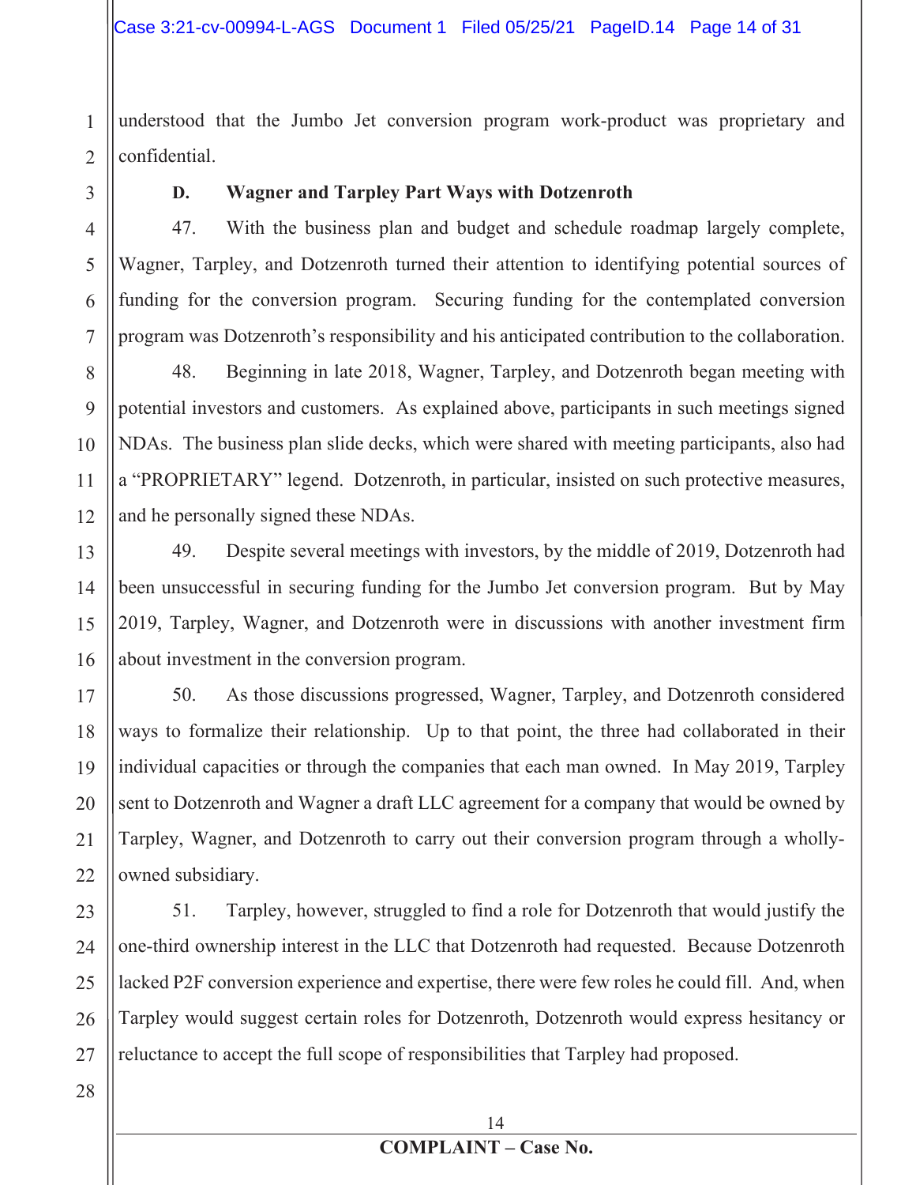understood that the Jumbo Jet conversion program work-product was proprietary and confidential.

**D. Wagner and Tarpley Part Ways with Dotzenroth**

47. With the business plan and budget and schedule roadmap largely complete, Wagner, Tarpley, and Dotzenroth turned their attention to identifying potential sources of funding for the conversion program. Securing funding for the contemplated conversion program was Dotzenroth's responsibility and his anticipated contribution to the collaboration.

48. Beginning in late 2018, Wagner, Tarpley, and Dotzenroth began meeting with potential investors and customers. As explained above, participants in such meetings signed NDAs. The business plan slide decks, which were shared with meeting participants, also had a "PROPRIETARY" legend. Dotzenroth, in particular, insisted on such protective measures, and he personally signed these NDAs.

49. Despite several meetings with investors, by the middle of 2019, Dotzenroth had been unsuccessful in securing funding for the Jumbo Jet conversion program. But by May 2019, Tarpley, Wagner, and Dotzenroth were in discussions with another investment firm about investment in the conversion program.

50. As those discussions progressed, Wagner, Tarpley, and Dotzenroth considered ways to formalize their relationship. Up to that point, the three had collaborated in their individual capacities or through the companies that each man owned. In May 2019, Tarpley sent to Dotzenroth and Wagner a draft LLC agreement for a company that would be owned by Tarpley, Wagner, and Dotzenroth to carry out their conversion program through a wholly-owned subsidiary.

51. Tarpley, however, struggled to find a role for Dotzenroth that would justify the one-third ownership interest in the LLC that Dotzenroth had requested. Because Dotzenroth lacked P2F conversion experience and expertise, there were few roles he could fill. And, when Tarpley would suggest certain roles for Dotzenroth, Dotzenroth would express hesitancy or reluctance to accept the full scope of responsibilities that Tarpley had proposed.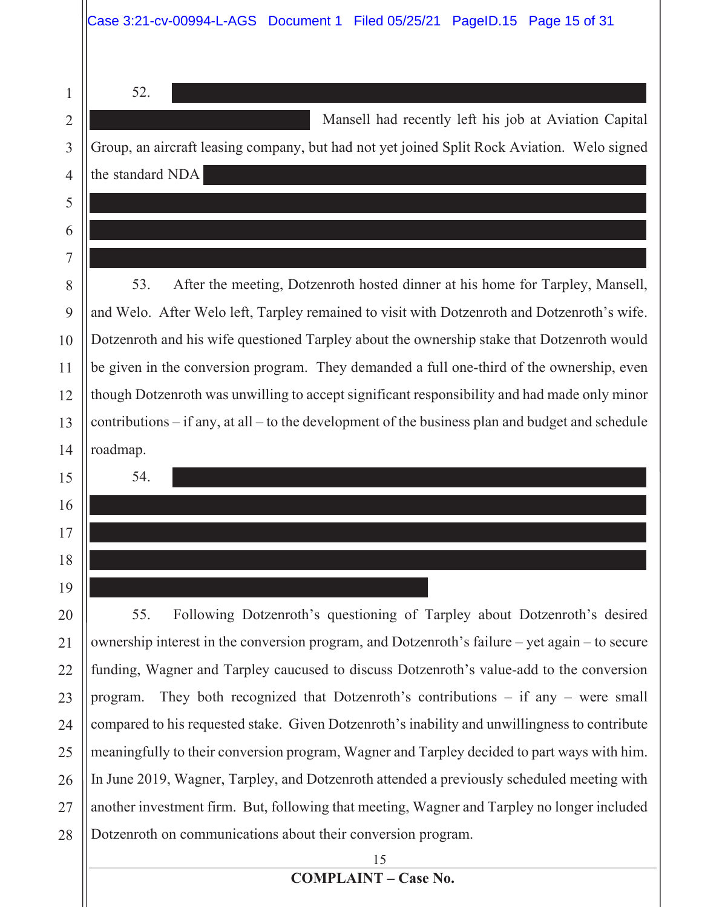52. Mansell had recently left his job at Aviation Capital Group, an aircraft leasing company, but had not yet joined Split Rock Aviation. Welo signed the standard NDA

53. After the meeting, Dotzenroth hosted dinner at his home for Tarpley, Mansell, and Welo. After Welo left, Tarpley remained to visit with Dotzenroth and Dotzenroth's wife. Dotzenroth and his wife questioned Tarpley about the ownership stake that Dotzenroth would be given in the conversion program. They demanded a full one-third of the ownership, even though Dotzenroth was unwilling to accept significant responsibility and had made only minor contributions – if any, at all – to the development of the business plan and budget and schedule roadmap.

54.

55. Following Dotzenroth's questioning of Tarpley about Dotzenroth's desired ownership interest in the conversion program, and Dotzenroth's failure – yet again – to secure funding, Wagner and Tarpley caucused to discuss Dotzenroth's value-add to the conversion program. They both recognized that Dotzenroth's contributions – if any – were small compared to his requested stake. Given Dotzenroth's inability and unwillingness to contribute meaningfully to their conversion program, Wagner and Tarpley decided to part ways with him. In June 2019, Wagner, Tarpley, and Dotzenroth attended a previously scheduled meeting with another investment firm. But, following that meeting, Wagner and Tarpley no longer included Dotzenroth on communications about their conversion program.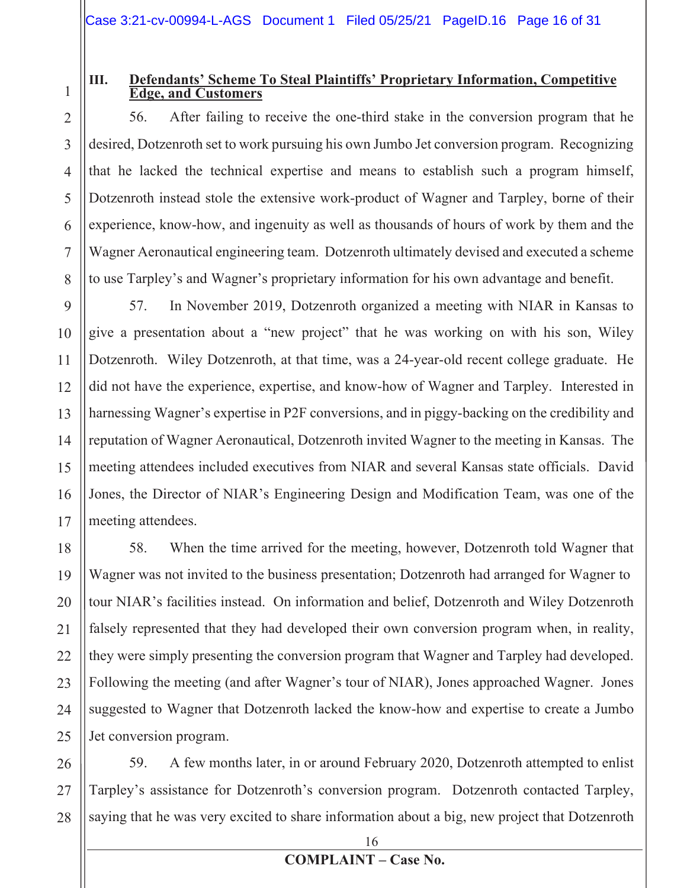### III. **Defendants' Scheme To Steal Plaintiffs' Proprietary Information, Competitive Edge, and Customers**

56. After failing to receive the one-third stake in the conversion program that he desired, Dotzenroth set to work pursuing his own Jumbo Jet conversion program. Recognizing that he lacked the technical expertise and means to establish such a program himself, Dotzenroth instead stole the extensive work-product of Wagner and Tarpley, borne of their experience, know-how, and ingenuity as well as thousands of hours of work by them and the Wagner Aeronautical engineering team. Dotzenroth ultimately devised and executed a scheme to use Tarpley's and Wagner's proprietary information for his own advantage and benefit.

57. In November 2019, Dotzenroth organized a meeting with NIAR in Kansas to give a presentation about a "new project" that he was working on with his son, Wiley Dotzenroth. Wiley Dotzenroth, at that time, was a 24-year-old recent college graduate. He did not have the experience, expertise, and know-how of Wagner and Tarpley. Interested in harnessing Wagner's expertise in P2F conversions, and in piggy-backing on the credibility and reputation of Wagner Aeronautical, Dotzenroth invited Wagner to the meeting in Kansas. The meeting attendees included executives from NIAR and several Kansas state officials. David Jones, the Director of NIAR's Engineering Design and Modification Team, was one of the meeting attendees.

58. When the time arrived for the meeting, however, Dotzenroth told Wagner that Wagner was not invited to the business presentation; Dotzenroth had arranged for Wagner to tour NIAR's facilities instead. On information and belief, Dotzenroth and Wiley Dotzenroth falsely represented that they had developed their own conversion program when, in reality, they were simply presenting the conversion program that Wagner and Tarpley had developed. Following the meeting (and after Wagner's tour of NIAR), Jones approached Wagner. Jones suggested to Wagner that Dotzenroth lacked the know-how and expertise to create a Jumbo Jet conversion program.

59. A few months later, in or around February 2020, Dotzenroth attempted to enlist Tarpley's assistance for Dotzenroth's conversion program. Dotzenroth contacted Tarpley, saying that he was very excited to share information about a big, new project that Dotzenroth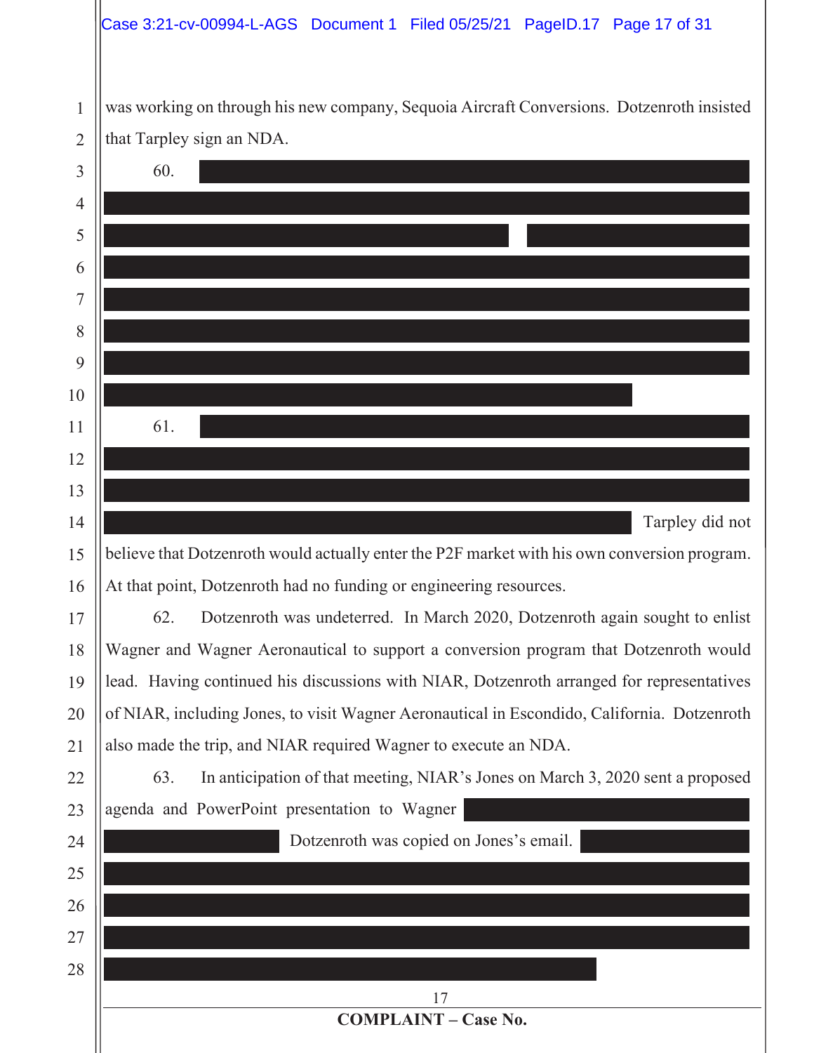was working on through his new company, Sequoia Aircraft Conversions. Dotzenroth insisted that Tarpley sign an NDA.

60. [REDACTED]

61. [REDACTED] Tarpley did not believe that Dotzenroth would actually enter the P2F market with his own conversion program. At that point, Dotzenroth had no funding or engineering resources.

62. Dotzenroth was undeterred. In March 2020, Dotzenroth again sought to enlist Wagner and Wagner Aeronautical to support a conversion program that Dotzenroth would lead. Having continued his discussions with NIAR, Dotzenroth arranged for representatives of NIAR, including Jones, to visit Wagner Aeronautical in Escondido, California. Dotzenroth also made the trip, and NIAR required Wagner to execute an NDA.

63. In anticipation of that meeting, NIAR's Jones on March 3, 2020 sent a proposed agenda and PowerPoint presentation to Wagner [REDACTED] Dotzenroth was copied on Jones's email. [REDACTED]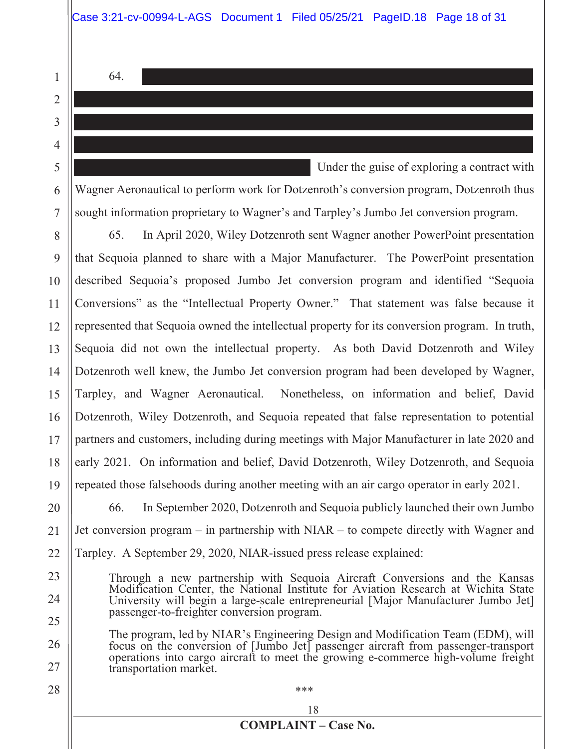64. [REDACTED] Under the guise of exploring a contract with Wagner Aeronautical to perform work for Dotzenroth's conversion program, Dotzenroth thus sought information proprietary to Wagner's and Tarpley's Jumbo Jet conversion program.

65. In April 2020, Wiley Dotzenroth sent Wagner another PowerPoint presentation that Sequoia planned to share with a Major Manufacturer. The PowerPoint presentation described Sequoia's proposed Jumbo Jet conversion program and identified "Sequoia Conversions" as the "Intellectual Property Owner." That statement was false because it represented that Sequoia owned the intellectual property for its conversion program. In truth, Sequoia did not own the intellectual property. As both David Dotzenroth and Wiley Dotzenroth well knew, the Jumbo Jet conversion program had been developed by Wagner, Tarpley, and Wagner Aeronautical. Nonetheless, on information and belief, David Dotzenroth, Wiley Dotzenroth, and Sequoia repeated that false representation to potential partners and customers, including during meetings with Major Manufacturer in late 2020 and early 2021. On information and belief, David Dotzenroth, Wiley Dotzenroth, and Sequoia repeated those falsehoods during another meeting with an air cargo operator in early 2021.

66. In September 2020, Dotzenroth and Sequoia publicly launched their own Jumbo Jet conversion program – in partnership with NIAR – to compete directly with Wagner and Tarpley. A September 29, 2020, NIAR-issued press release explained:

> Through a new partnership with Sequoia Aircraft Conversions and the Kansas Modification Center, the National Institute for Aviation Research at Wichita State University will begin a large-scale entrepreneurial [Major Manufacturer Jumbo Jet] passenger-to-freighter conversion program.
>
> The program, led by NIAR's Engineering Design and Modification Team (EDM), will focus on the conversion of [Jumbo Jet] passenger aircraft from passenger-transport operations into cargo aircraft to meet the growing e-commerce high-volume freight transportation market.
>
> \*\*\*

COMPLAINT – Case No.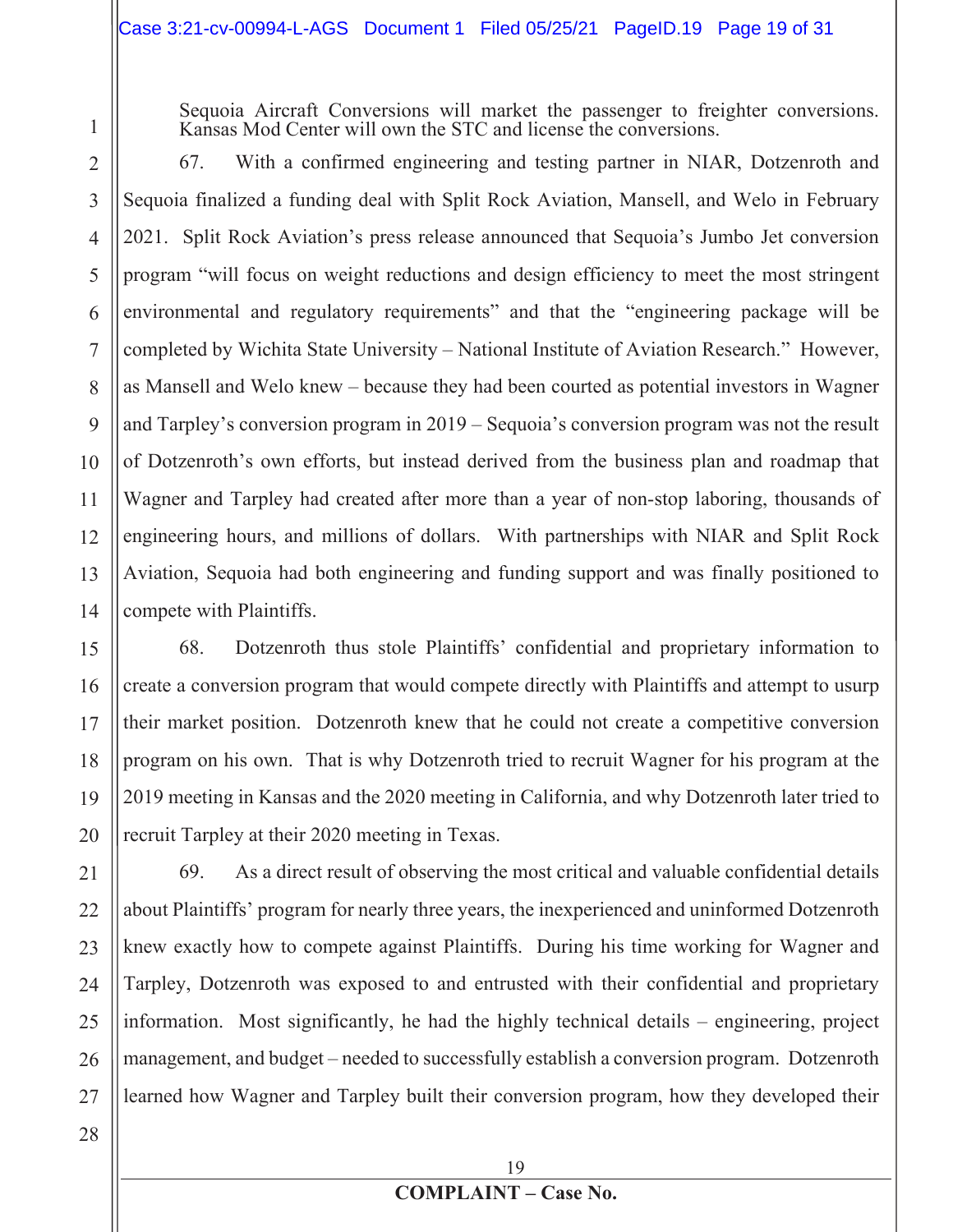Sequoia Aircraft Conversions will market the passenger to freighter conversions. Kansas Mod Center will own the STC and license the conversions.

67. With a confirmed engineering and testing partner in NIAR, Dotzenroth and Sequoia finalized a funding deal with Split Rock Aviation, Mansell, and Welo in February 2021. Split Rock Aviation's press release announced that Sequoia's Jumbo Jet conversion program "will focus on weight reductions and design efficiency to meet the most stringent environmental and regulatory requirements" and that the "engineering package will be completed by Wichita State University – National Institute of Aviation Research." However, as Mansell and Welo knew – because they had been courted as potential investors in Wagner and Tarpley's conversion program in 2019 – Sequoia's conversion program was not the result of Dotzenroth's own efforts, but instead derived from the business plan and roadmap that Wagner and Tarpley had created after more than a year of non-stop laboring, thousands of engineering hours, and millions of dollars. With partnerships with NIAR and Split Rock Aviation, Sequoia had both engineering and funding support and was finally positioned to compete with Plaintiffs.

68. Dotzenroth thus stole Plaintiffs' confidential and proprietary information to create a conversion program that would compete directly with Plaintiffs and attempt to usurp their market position. Dotzenroth knew that he could not create a competitive conversion program on his own. That is why Dotzenroth tried to recruit Wagner for his program at the 2019 meeting in Kansas and the 2020 meeting in California, and why Dotzenroth later tried to recruit Tarpley at their 2020 meeting in Texas.

69. As a direct result of observing the most critical and valuable confidential details about Plaintiffs' program for nearly three years, the inexperienced and uninformed Dotzenroth knew exactly how to compete against Plaintiffs. During his time working for Wagner and Tarpley, Dotzenroth was exposed to and entrusted with their confidential and proprietary information. Most significantly, he had the highly technical details – engineering, project management, and budget – needed to successfully establish a conversion program. Dotzenroth learned how Wagner and Tarpley built their conversion program, how they developed their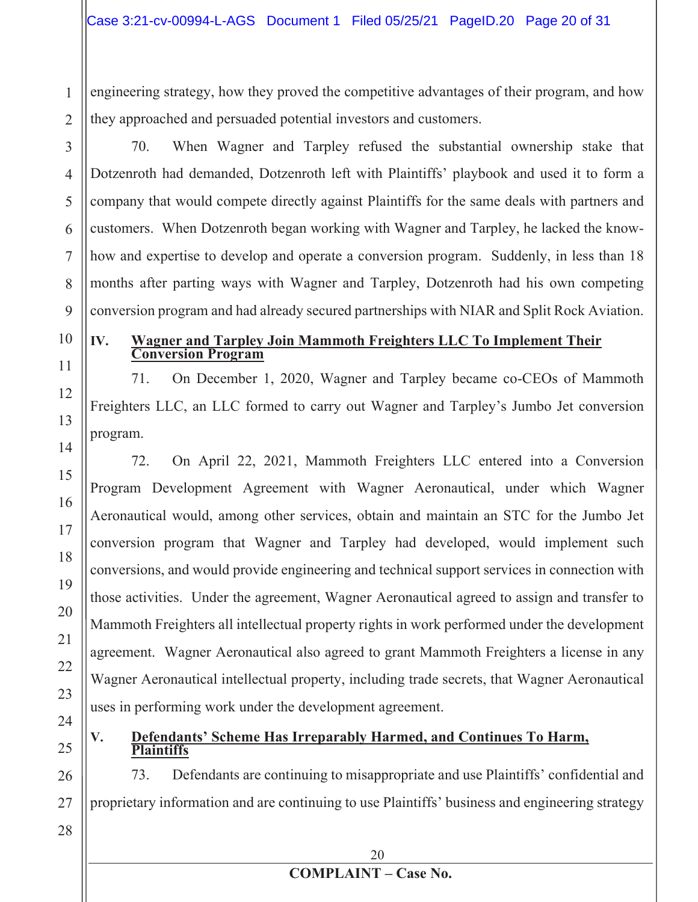engineering strategy, how they proved the competitive advantages of their program, and how they approached and persuaded potential investors and customers.

70. When Wagner and Tarpley refused the substantial ownership stake that Dotzenroth had demanded, Dotzenroth left with Plaintiffs' playbook and used it to form a company that would compete directly against Plaintiffs for the same deals with partners and customers. When Dotzenroth began working with Wagner and Tarpley, he lacked the know-how and expertise to develop and operate a conversion program. Suddenly, in less than 18 months after parting ways with Wagner and Tarpley, Dotzenroth had his own competing conversion program and had already secured partnerships with NIAR and Split Rock Aviation.

## IV. Wagner and Tarpley Join Mammoth Freighters LLC To Implement Their Conversion Program

71. On December 1, 2020, Wagner and Tarpley became co-CEOs of Mammoth Freighters LLC, an LLC formed to carry out Wagner and Tarpley's Jumbo Jet conversion program.

72. On April 22, 2021, Mammoth Freighters LLC entered into a Conversion Program Development Agreement with Wagner Aeronautical, under which Wagner Aeronautical would, among other services, obtain and maintain an STC for the Jumbo Jet conversion program that Wagner and Tarpley had developed, would implement such conversions, and would provide engineering and technical support services in connection with those activities. Under the agreement, Wagner Aeronautical agreed to assign and transfer to Mammoth Freighters all intellectual property rights in work performed under the development agreement. Wagner Aeronautical also agreed to grant Mammoth Freighters a license in any Wagner Aeronautical intellectual property, including trade secrets, that Wagner Aeronautical uses in performing work under the development agreement.

## V. Defendants' Scheme Has Irreparably Harmed, and Continues To Harm, Plaintiffs

73. Defendants are continuing to misappropriate and use Plaintiffs' confidential and proprietary information and are continuing to use Plaintiffs' business and engineering strategy

**COMPLAINT – Case No.**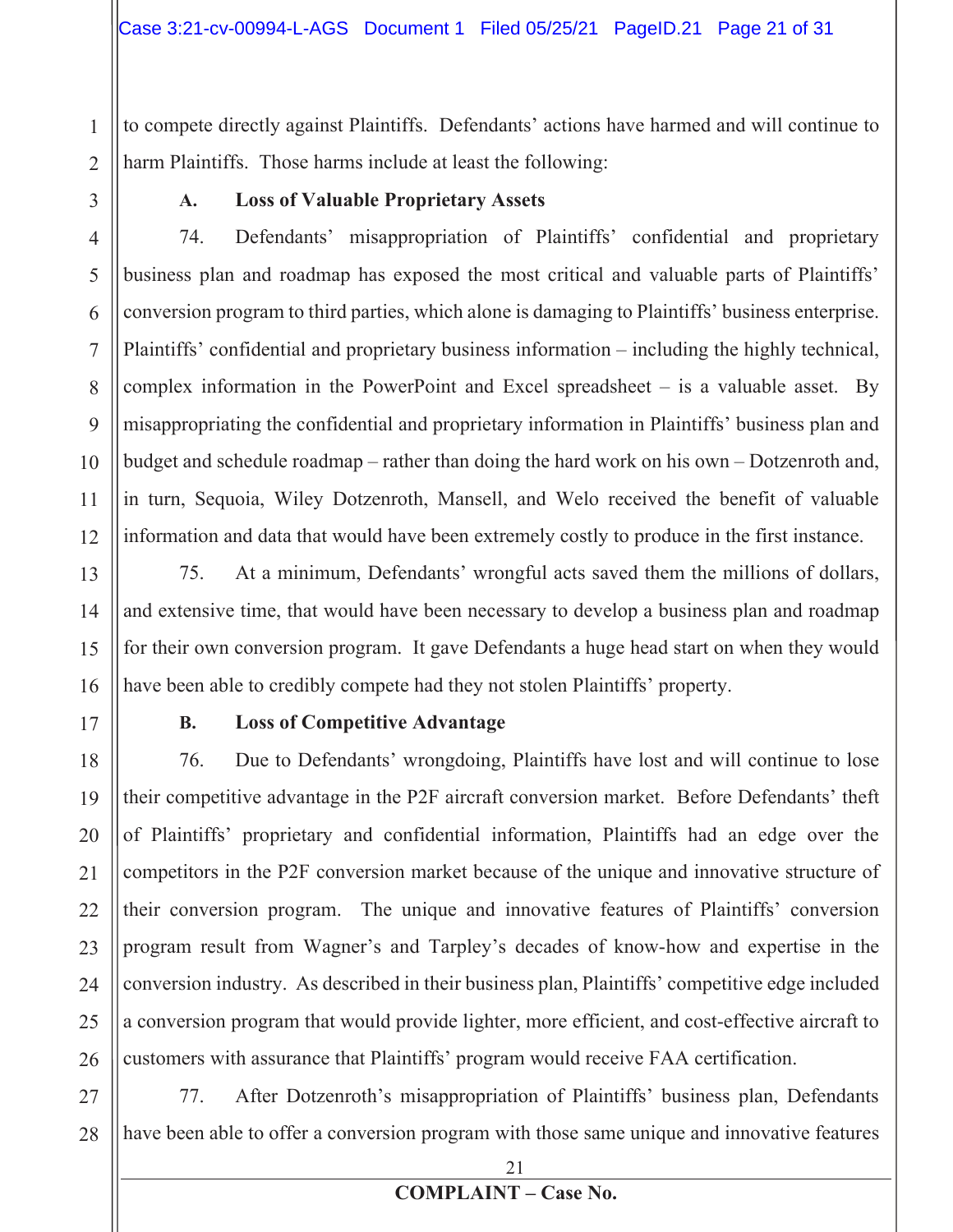to compete directly against Plaintiffs. Defendants' actions have harmed and will continue to harm Plaintiffs. Those harms include at least the following:

**A. Loss of Valuable Proprietary Assets**

74. Defendants' misappropriation of Plaintiffs' confidential and proprietary business plan and roadmap has exposed the most critical and valuable parts of Plaintiffs' conversion program to third parties, which alone is damaging to Plaintiffs' business enterprise. Plaintiffs' confidential and proprietary business information – including the highly technical, complex information in the PowerPoint and Excel spreadsheet – is a valuable asset. By misappropriating the confidential and proprietary information in Plaintiffs' business plan and budget and schedule roadmap – rather than doing the hard work on his own – Dotzenroth and, in turn, Sequoia, Wiley Dotzenroth, Mansell, and Welo received the benefit of valuable information and data that would have been extremely costly to produce in the first instance.

75. At a minimum, Defendants' wrongful acts saved them the millions of dollars, and extensive time, that would have been necessary to develop a business plan and roadmap for their own conversion program. It gave Defendants a huge head start on when they would have been able to credibly compete had they not stolen Plaintiffs' property.

**B. Loss of Competitive Advantage**

76. Due to Defendants' wrongdoing, Plaintiffs have lost and will continue to lose their competitive advantage in the P2F aircraft conversion market. Before Defendants' theft of Plaintiffs' proprietary and confidential information, Plaintiffs had an edge over the competitors in the P2F conversion market because of the unique and innovative structure of their conversion program. The unique and innovative features of Plaintiffs' conversion program result from Wagner's and Tarpley's decades of know-how and expertise in the conversion industry. As described in their business plan, Plaintiffs' competitive edge included a conversion program that would provide lighter, more efficient, and cost-effective aircraft to customers with assurance that Plaintiffs' program would receive FAA certification.

77. After Dotzenroth's misappropriation of Plaintiffs' business plan, Defendants have been able to offer a conversion program with those same unique and innovative features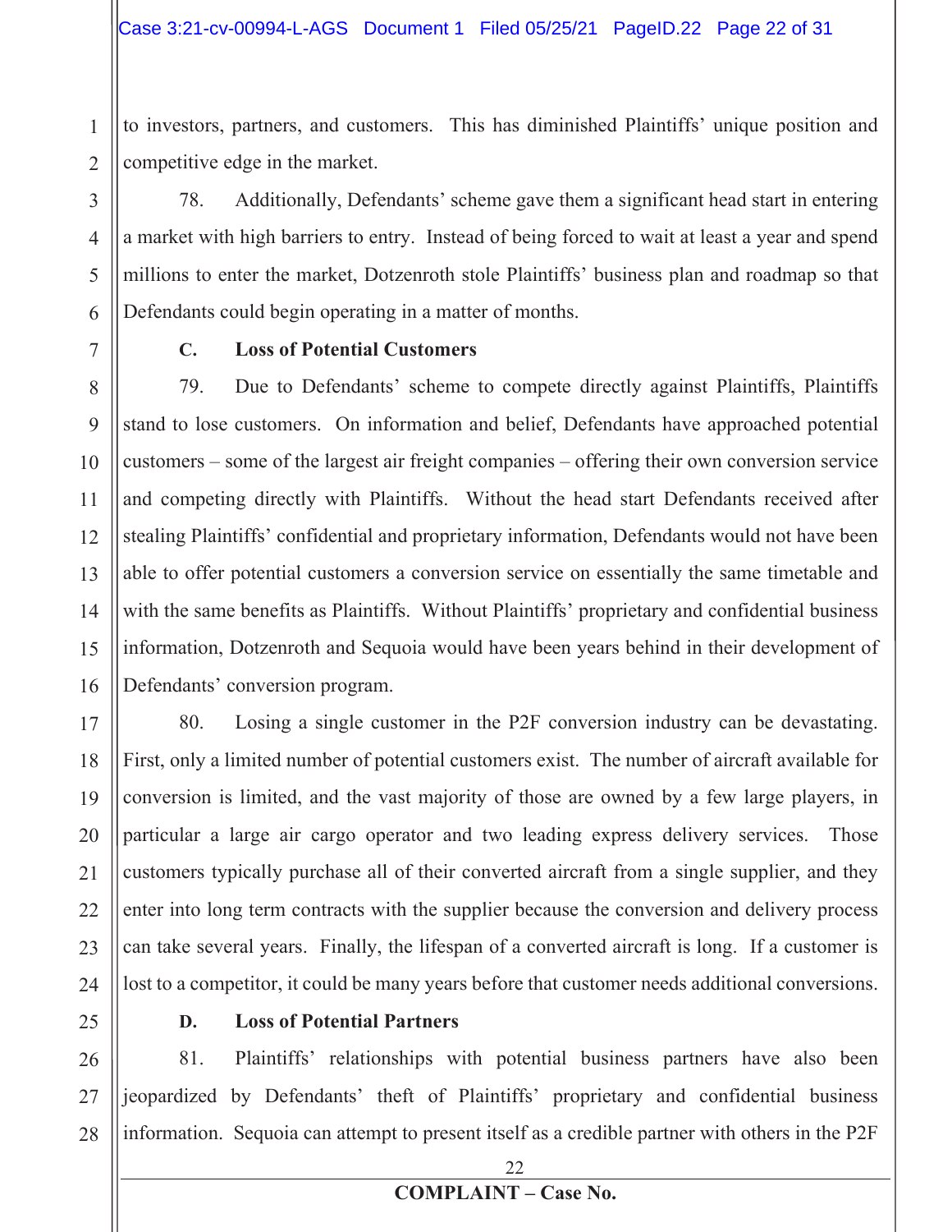to investors, partners, and customers. This has diminished Plaintiffs' unique position and competitive edge in the market.

78. Additionally, Defendants' scheme gave them a significant head start in entering a market with high barriers to entry. Instead of being forced to wait at least a year and spend millions to enter the market, Dotzenroth stole Plaintiffs' business plan and roadmap so that Defendants could begin operating in a matter of months.

### C. Loss of Potential Customers

79. Due to Defendants' scheme to compete directly against Plaintiffs, Plaintiffs stand to lose customers. On information and belief, Defendants have approached potential customers – some of the largest air freight companies – offering their own conversion service and competing directly with Plaintiffs. Without the head start Defendants received after stealing Plaintiffs' confidential and proprietary information, Defendants would not have been able to offer potential customers a conversion service on essentially the same timetable and with the same benefits as Plaintiffs. Without Plaintiffs' proprietary and confidential business information, Dotzenroth and Sequoia would have been years behind in their development of Defendants' conversion program.

80. Losing a single customer in the P2F conversion industry can be devastating. First, only a limited number of potential customers exist. The number of aircraft available for conversion is limited, and the vast majority of those are owned by a few large players, in particular a large air cargo operator and two leading express delivery services. Those customers typically purchase all of their converted aircraft from a single supplier, and they enter into long term contracts with the supplier because the conversion and delivery process can take several years. Finally, the lifespan of a converted aircraft is long. If a customer is lost to a competitor, it could be many years before that customer needs additional conversions.

### D. Loss of Potential Partners

81. Plaintiffs' relationships with potential business partners have also been jeopardized by Defendants' theft of Plaintiffs' proprietary and confidential business information. Sequoia can attempt to present itself as a credible partner with others in the P2F

**COMPLAINT – Case No.**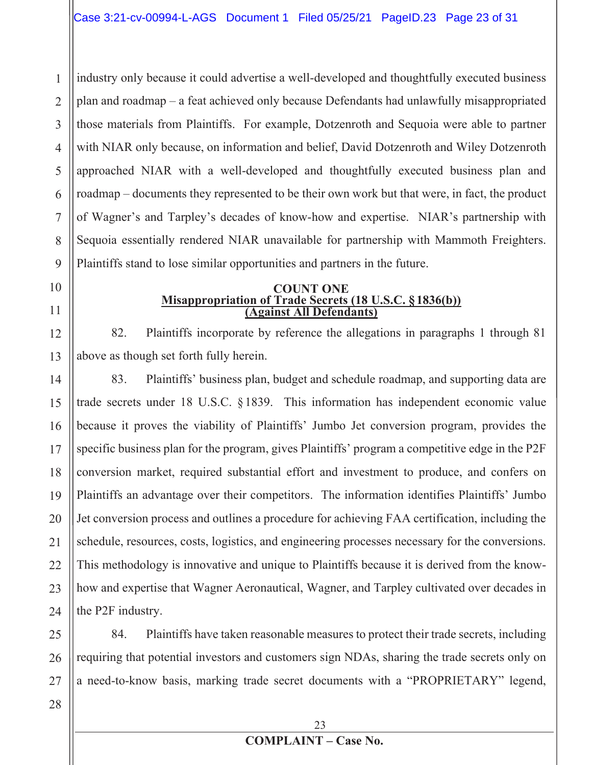industry only because it could advertise a well-developed and thoughtfully executed business plan and roadmap – a feat achieved only because Defendants had unlawfully misappropriated those materials from Plaintiffs. For example, Dotzenroth and Sequoia were able to partner with NIAR only because, on information and belief, David Dotzenroth and Wiley Dotzenroth approached NIAR with a well-developed and thoughtfully executed business plan and roadmap – documents they represented to be their own work but that were, in fact, the product of Wagner's and Tarpley's decades of know-how and expertise. NIAR's partnership with Sequoia essentially rendered NIAR unavailable for partnership with Mammoth Freighters. Plaintiffs stand to lose similar opportunities and partners in the future.

**COUNT ONE**

**Misappropriation of Trade Secrets (18 U.S.C. § 1836(b))**

**(Against All Defendants)**

82. Plaintiffs incorporate by reference the allegations in paragraphs 1 through 81 above as though set forth fully herein.

83. Plaintiffs' business plan, budget and schedule roadmap, and supporting data are trade secrets under 18 U.S.C. § 1839. This information has independent economic value because it proves the viability of Plaintiffs' Jumbo Jet conversion program, provides the specific business plan for the program, gives Plaintiffs' program a competitive edge in the P2F conversion market, required substantial effort and investment to produce, and confers on Plaintiffs an advantage over their competitors. The information identifies Plaintiffs' Jumbo Jet conversion process and outlines a procedure for achieving FAA certification, including the schedule, resources, costs, logistics, and engineering processes necessary for the conversions. This methodology is innovative and unique to Plaintiffs because it is derived from the know-how and expertise that Wagner Aeronautical, Wagner, and Tarpley cultivated over decades in the P2F industry.

84. Plaintiffs have taken reasonable measures to protect their trade secrets, including requiring that potential investors and customers sign NDAs, sharing the trade secrets only on a need-to-know basis, marking trade secret documents with a "PROPRIETARY" legend,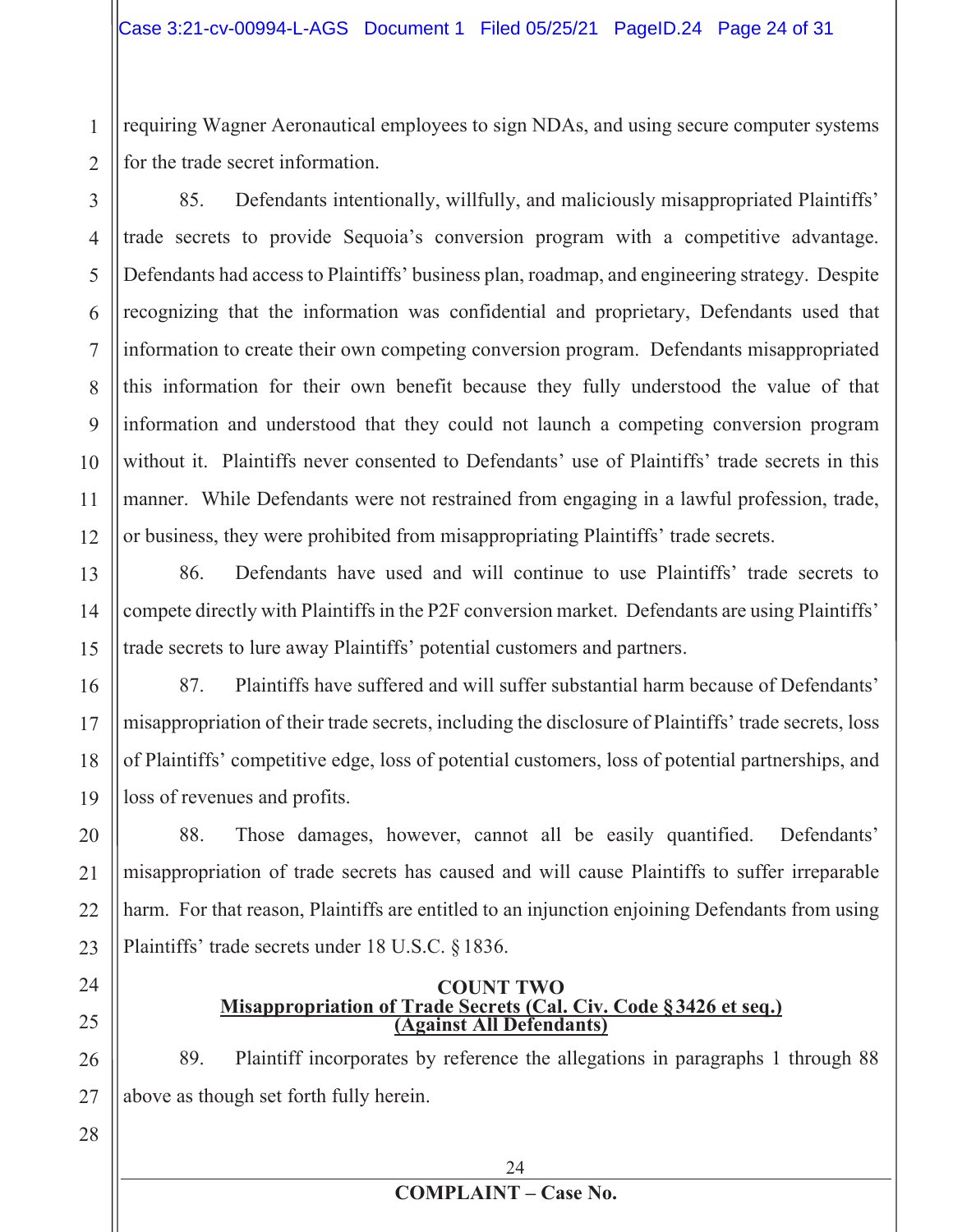requiring Wagner Aeronautical employees to sign NDAs, and using secure computer systems for the trade secret information.

85. Defendants intentionally, willfully, and maliciously misappropriated Plaintiffs' trade secrets to provide Sequoia's conversion program with a competitive advantage. Defendants had access to Plaintiffs' business plan, roadmap, and engineering strategy. Despite recognizing that the information was confidential and proprietary, Defendants used that information to create their own competing conversion program. Defendants misappropriated this information for their own benefit because they fully understood the value of that information and understood that they could not launch a competing conversion program without it. Plaintiffs never consented to Defendants' use of Plaintiffs' trade secrets in this manner. While Defendants were not restrained from engaging in a lawful profession, trade, or business, they were prohibited from misappropriating Plaintiffs' trade secrets.

86. Defendants have used and will continue to use Plaintiffs' trade secrets to compete directly with Plaintiffs in the P2F conversion market. Defendants are using Plaintiffs' trade secrets to lure away Plaintiffs' potential customers and partners.

87. Plaintiffs have suffered and will suffer substantial harm because of Defendants' misappropriation of their trade secrets, including the disclosure of Plaintiffs' trade secrets, loss of Plaintiffs' competitive edge, loss of potential customers, loss of potential partnerships, and loss of revenues and profits.

88. Those damages, however, cannot all be easily quantified. Defendants' misappropriation of trade secrets has caused and will cause Plaintiffs to suffer irreparable harm. For that reason, Plaintiffs are entitled to an injunction enjoining Defendants from using Plaintiffs' trade secrets under 18 U.S.C. § 1836.

## COUNT TWO
**Misappropriation of Trade Secrets (Cal. Civ. Code § 3426 et seq.)**
**(Against All Defendants)**

89. Plaintiff incorporates by reference the allegations in paragraphs 1 through 88 above as though set forth fully herein.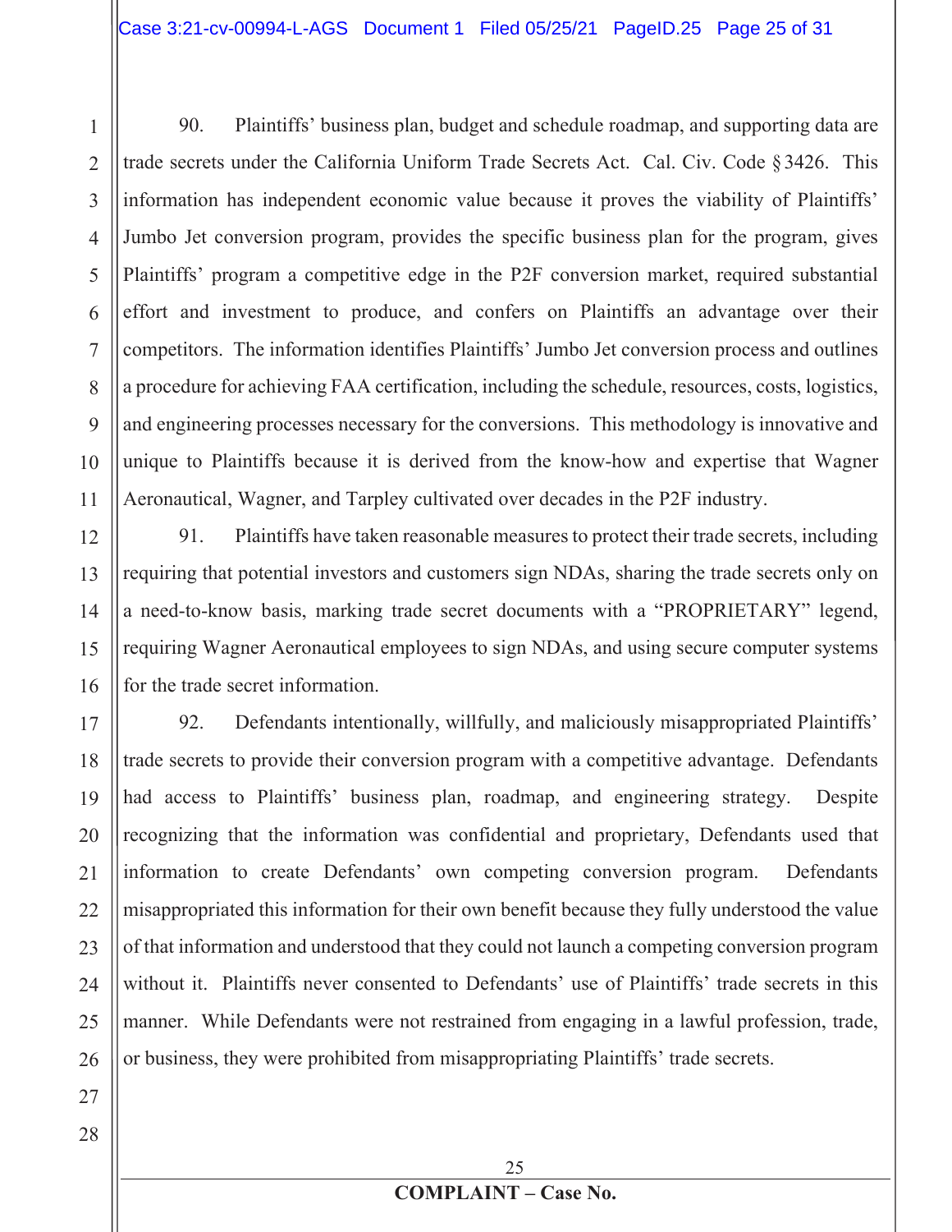90. Plaintiffs' business plan, budget and schedule roadmap, and supporting data are trade secrets under the California Uniform Trade Secrets Act. Cal. Civ. Code § 3426. This information has independent economic value because it proves the viability of Plaintiffs' Jumbo Jet conversion program, provides the specific business plan for the program, gives Plaintiffs' program a competitive edge in the P2F conversion market, required substantial effort and investment to produce, and confers on Plaintiffs an advantage over their competitors. The information identifies Plaintiffs' Jumbo Jet conversion process and outlines a procedure for achieving FAA certification, including the schedule, resources, costs, logistics, and engineering processes necessary for the conversions. This methodology is innovative and unique to Plaintiffs because it is derived from the know-how and expertise that Wagner Aeronautical, Wagner, and Tarpley cultivated over decades in the P2F industry.

91. Plaintiffs have taken reasonable measures to protect their trade secrets, including requiring that potential investors and customers sign NDAs, sharing the trade secrets only on a need-to-know basis, marking trade secret documents with a "PROPRIETARY" legend, requiring Wagner Aeronautical employees to sign NDAs, and using secure computer systems for the trade secret information.

92. Defendants intentionally, willfully, and maliciously misappropriated Plaintiffs' trade secrets to provide their conversion program with a competitive advantage. Defendants had access to Plaintiffs' business plan, roadmap, and engineering strategy. Despite recognizing that the information was confidential and proprietary, Defendants used that information to create Defendants' own competing conversion program. Defendants misappropriated this information for their own benefit because they fully understood the value of that information and understood that they could not launch a competing conversion program without it. Plaintiffs never consented to Defendants' use of Plaintiffs' trade secrets in this manner. While Defendants were not restrained from engaging in a lawful profession, trade, or business, they were prohibited from misappropriating Plaintiffs' trade secrets.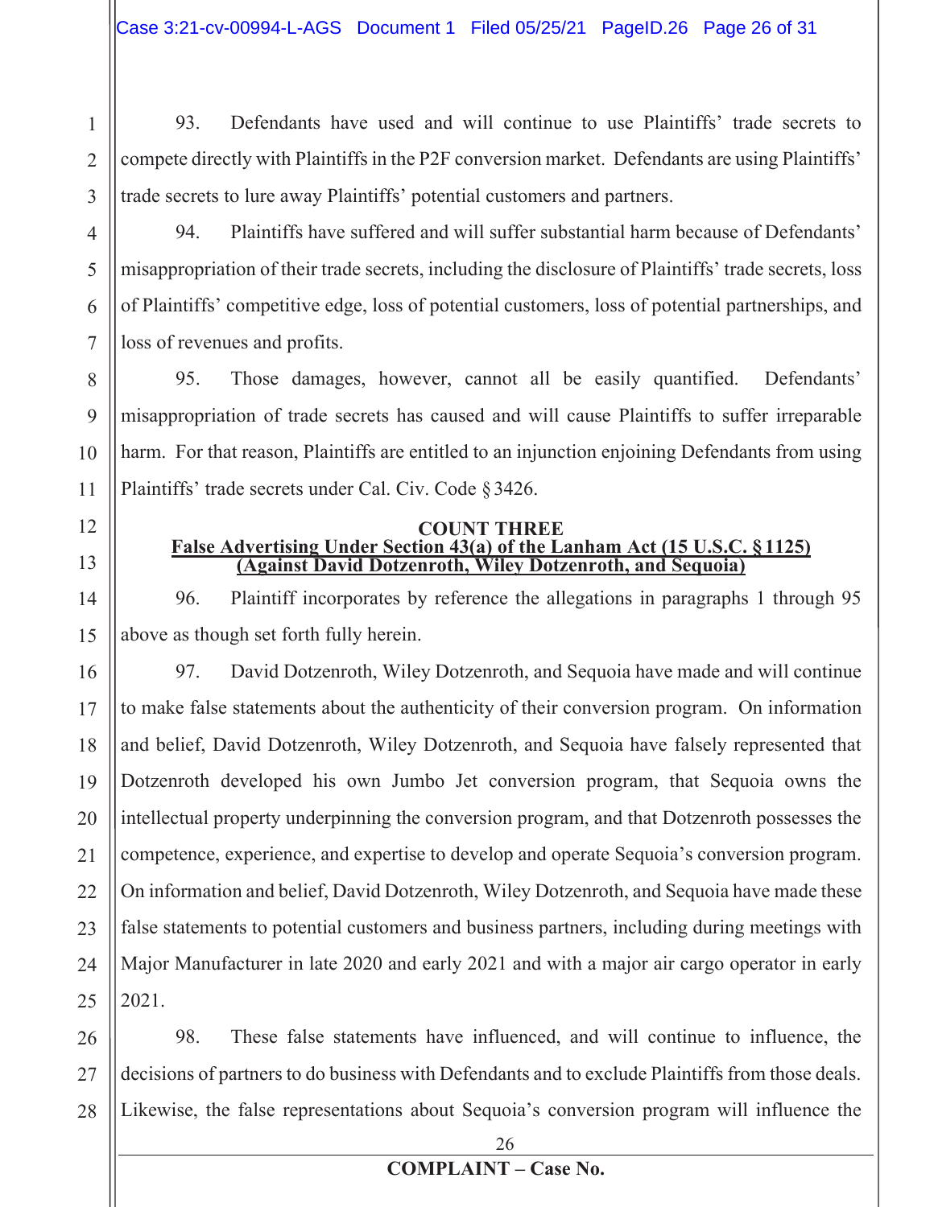93. Defendants have used and will continue to use Plaintiffs' trade secrets to compete directly with Plaintiffs in the P2F conversion market. Defendants are using Plaintiffs' trade secrets to lure away Plaintiffs' potential customers and partners.

94. Plaintiffs have suffered and will suffer substantial harm because of Defendants' misappropriation of their trade secrets, including the disclosure of Plaintiffs' trade secrets, loss of Plaintiffs' competitive edge, loss of potential customers, loss of potential partnerships, and loss of revenues and profits.

95. Those damages, however, cannot all be easily quantified. Defendants' misappropriation of trade secrets has caused and will cause Plaintiffs to suffer irreparable harm. For that reason, Plaintiffs are entitled to an injunction enjoining Defendants from using Plaintiffs' trade secrets under Cal. Civ. Code § 3426.

**COUNT THREE**

**False Advertising Under Section 43(a) of the Lanham Act (15 U.S.C. § 1125)**
**(Against David Dotzenroth, Wiley Dotzenroth, and Sequoia)**

96. Plaintiff incorporates by reference the allegations in paragraphs 1 through 95 above as though set forth fully herein.

97. David Dotzenroth, Wiley Dotzenroth, and Sequoia have made and will continue to make false statements about the authenticity of their conversion program. On information and belief, David Dotzenroth, Wiley Dotzenroth, and Sequoia have falsely represented that Dotzenroth developed his own Jumbo Jet conversion program, that Sequoia owns the intellectual property underpinning the conversion program, and that Dotzenroth possesses the competence, experience, and expertise to develop and operate Sequoia's conversion program. On information and belief, David Dotzenroth, Wiley Dotzenroth, and Sequoia have made these false statements to potential customers and business partners, including during meetings with Major Manufacturer in late 2020 and early 2021 and with a major air cargo operator in early 2021.

98. These false statements have influenced, and will continue to influence, the decisions of partners to do business with Defendants and to exclude Plaintiffs from those deals. Likewise, the false representations about Sequoia's conversion program will influence the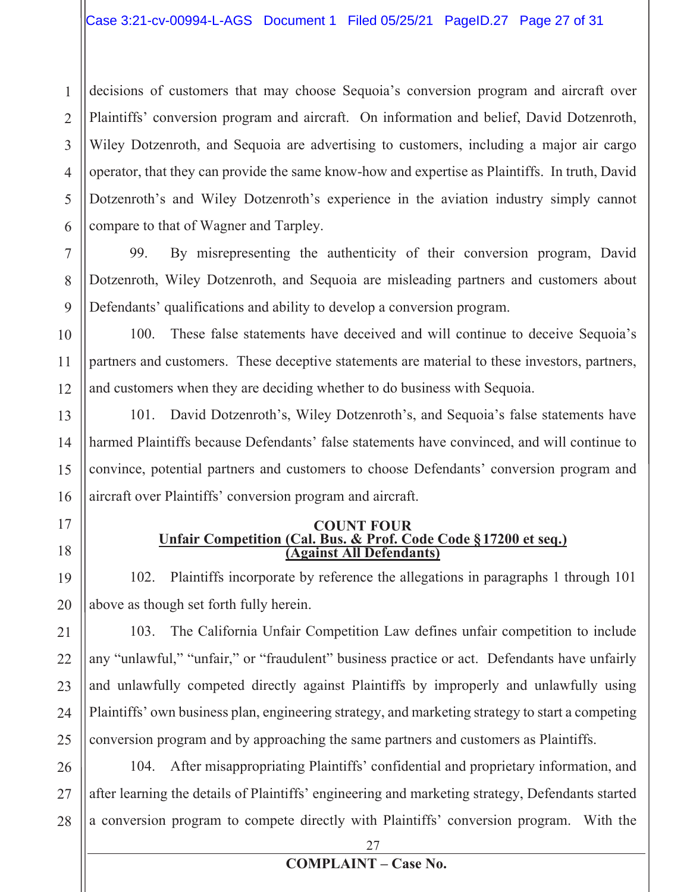decisions of customers that may choose Sequoia's conversion program and aircraft over Plaintiffs' conversion program and aircraft. On information and belief, David Dotzenroth, Wiley Dotzenroth, and Sequoia are advertising to customers, including a major air cargo operator, that they can provide the same know-how and expertise as Plaintiffs. In truth, David Dotzenroth's and Wiley Dotzenroth's experience in the aviation industry simply cannot compare to that of Wagner and Tarpley.

99. By misrepresenting the authenticity of their conversion program, David Dotzenroth, Wiley Dotzenroth, and Sequoia are misleading partners and customers about Defendants' qualifications and ability to develop a conversion program.

100. These false statements have deceived and will continue to deceive Sequoia's partners and customers. These deceptive statements are material to these investors, partners, and customers when they are deciding whether to do business with Sequoia.

101. David Dotzenroth's, Wiley Dotzenroth's, and Sequoia's false statements have harmed Plaintiffs because Defendants' false statements have convinced, and will continue to convince, potential partners and customers to choose Defendants' conversion program and aircraft over Plaintiffs' conversion program and aircraft.

**COUNT FOUR**
**Unfair Competition (Cal. Bus. & Prof. Code Code § 17200 et seq.)**
**(Against All Defendants)**

102. Plaintiffs incorporate by reference the allegations in paragraphs 1 through 101 above as though set forth fully herein.

103. The California Unfair Competition Law defines unfair competition to include any "unlawful," "unfair," or "fraudulent" business practice or act. Defendants have unfairly and unlawfully competed directly against Plaintiffs by improperly and unlawfully using Plaintiffs' own business plan, engineering strategy, and marketing strategy to start a competing conversion program and by approaching the same partners and customers as Plaintiffs.

104. After misappropriating Plaintiffs' confidential and proprietary information, and after learning the details of Plaintiffs' engineering and marketing strategy, Defendants started a conversion program to compete directly with Plaintiffs' conversion program. With the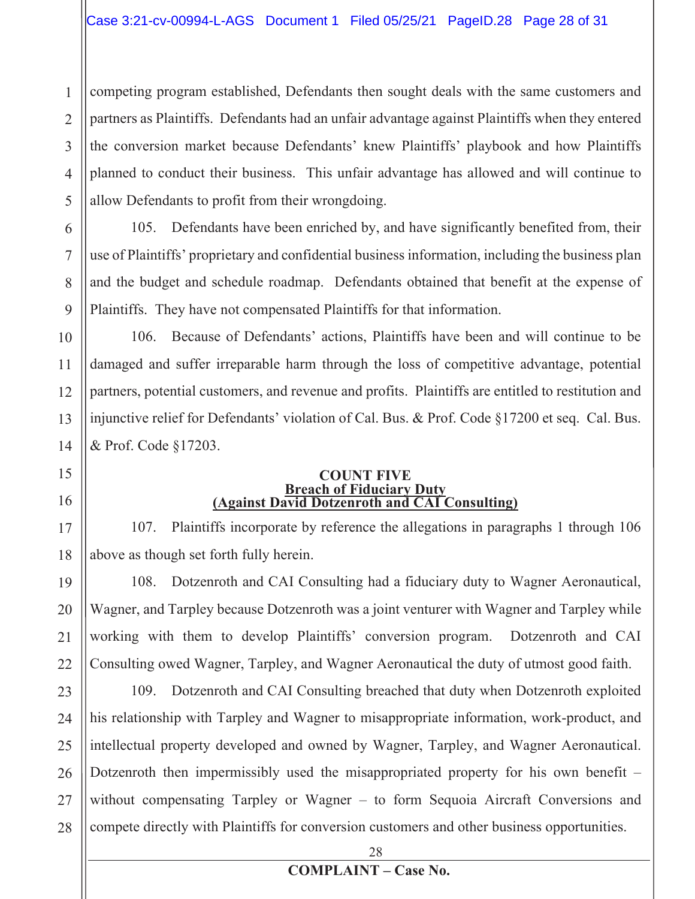competing program established, Defendants then sought deals with the same customers and partners as Plaintiffs. Defendants had an unfair advantage against Plaintiffs when they entered the conversion market because Defendants' knew Plaintiffs' playbook and how Plaintiffs planned to conduct their business. This unfair advantage has allowed and will continue to allow Defendants to profit from their wrongdoing.

105. Defendants have been enriched by, and have significantly benefited from, their use of Plaintiffs' proprietary and confidential business information, including the business plan and the budget and schedule roadmap. Defendants obtained that benefit at the expense of Plaintiffs. They have not compensated Plaintiffs for that information.

106. Because of Defendants' actions, Plaintiffs have been and will continue to be damaged and suffer irreparable harm through the loss of competitive advantage, potential partners, potential customers, and revenue and profits. Plaintiffs are entitled to restitution and injunctive relief for Defendants' violation of Cal. Bus. & Prof. Code §17200 et seq. Cal. Bus. & Prof. Code §17203.

**COUNT FIVE**
**Breach of Fiduciary Duty**
**(Against David Dotzenroth and CAI Consulting)**

107. Plaintiffs incorporate by reference the allegations in paragraphs 1 through 106 above as though set forth fully herein.

108. Dotzenroth and CAI Consulting had a fiduciary duty to Wagner Aeronautical, Wagner, and Tarpley because Dotzenroth was a joint venturer with Wagner and Tarpley while working with them to develop Plaintiffs' conversion program. Dotzenroth and CAI Consulting owed Wagner, Tarpley, and Wagner Aeronautical the duty of utmost good faith.

109. Dotzenroth and CAI Consulting breached that duty when Dotzenroth exploited his relationship with Tarpley and Wagner to misappropriate information, work-product, and intellectual property developed and owned by Wagner, Tarpley, and Wagner Aeronautical. Dotzenroth then impermissibly used the misappropriated property for his own benefit – without compensating Tarpley or Wagner – to form Sequoia Aircraft Conversions and compete directly with Plaintiffs for conversion customers and other business opportunities.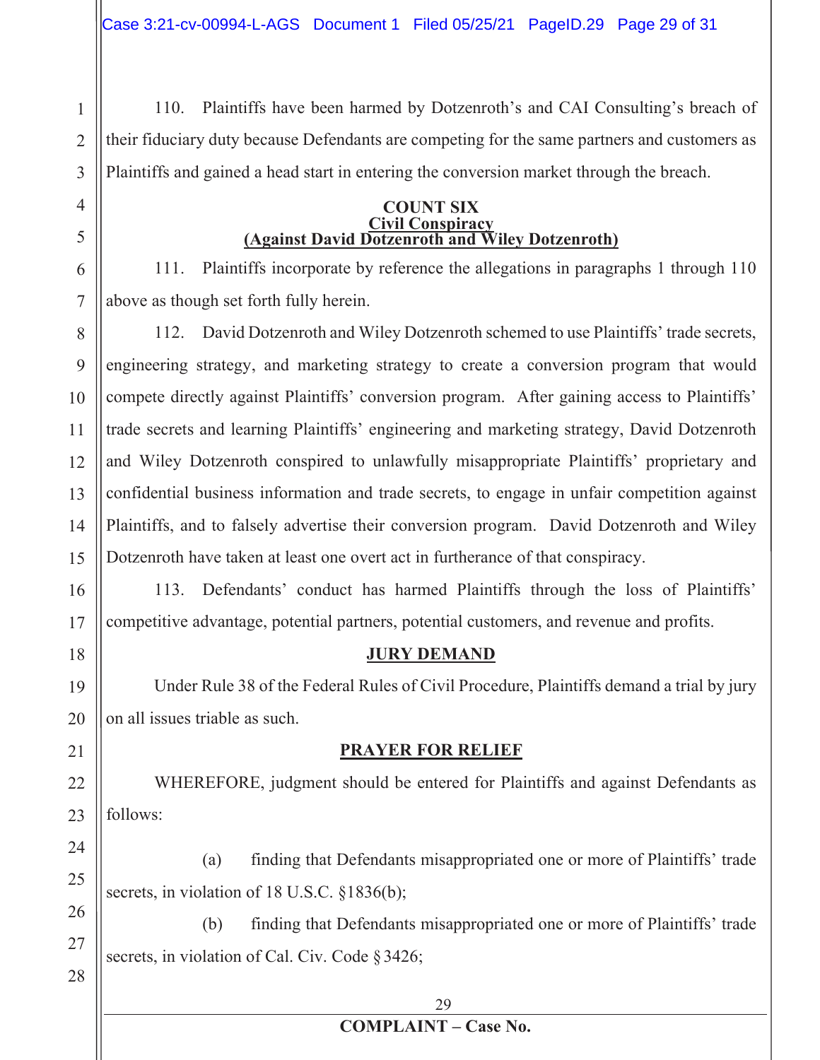110. Plaintiffs have been harmed by Dotzenroth's and CAI Consulting's breach of their fiduciary duty because Defendants are competing for the same partners and customers as Plaintiffs and gained a head start in entering the conversion market through the breach.

## COUNT SIX
**Civil Conspiracy**
**(Against David Dotzenroth and Wiley Dotzenroth)**

111. Plaintiffs incorporate by reference the allegations in paragraphs 1 through 110 above as though set forth fully herein.

112. David Dotzenroth and Wiley Dotzenroth schemed to use Plaintiffs' trade secrets, engineering strategy, and marketing strategy to create a conversion program that would compete directly against Plaintiffs' conversion program. After gaining access to Plaintiffs' trade secrets and learning Plaintiffs' engineering and marketing strategy, David Dotzenroth and Wiley Dotzenroth conspired to unlawfully misappropriate Plaintiffs' proprietary and confidential business information and trade secrets, to engage in unfair competition against Plaintiffs, and to falsely advertise their conversion program. David Dotzenroth and Wiley Dotzenroth have taken at least one overt act in furtherance of that conspiracy.

113. Defendants' conduct has harmed Plaintiffs through the loss of Plaintiffs' competitive advantage, potential partners, potential customers, and revenue and profits.

## JURY DEMAND

Under Rule 38 of the Federal Rules of Civil Procedure, Plaintiffs demand a trial by jury on all issues triable as such.

## PRAYER FOR RELIEF

WHEREFORE, judgment should be entered for Plaintiffs and against Defendants as follows:

(a) finding that Defendants misappropriated one or more of Plaintiffs' trade secrets, in violation of 18 U.S.C. §1836(b);

(b) finding that Defendants misappropriated one or more of Plaintiffs' trade secrets, in violation of Cal. Civ. Code § 3426;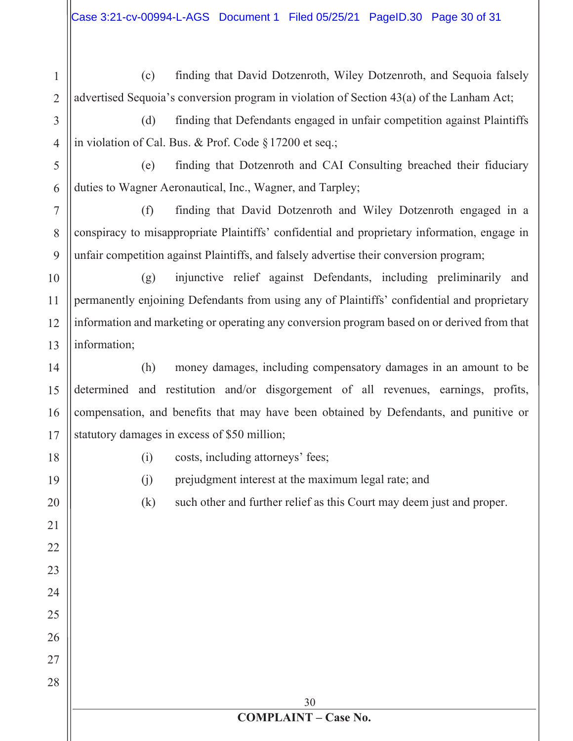(c) finding that David Dotzenroth, Wiley Dotzenroth, and Sequoia falsely advertised Sequoia's conversion program in violation of Section 43(a) of the Lanham Act;

(d) finding that Defendants engaged in unfair competition against Plaintiffs in violation of Cal. Bus. & Prof. Code § 17200 et seq.;

(e) finding that Dotzenroth and CAI Consulting breached their fiduciary duties to Wagner Aeronautical, Inc., Wagner, and Tarpley;

(f) finding that David Dotzenroth and Wiley Dotzenroth engaged in a conspiracy to misappropriate Plaintiffs' confidential and proprietary information, engage in unfair competition against Plaintiffs, and falsely advertise their conversion program;

(g) injunctive relief against Defendants, including preliminarily and permanently enjoining Defendants from using any of Plaintiffs' confidential and proprietary information and marketing or operating any conversion program based on or derived from that information;

(h) money damages, including compensatory damages in an amount to be determined and restitution and/or disgorgement of all revenues, earnings, profits, compensation, and benefits that may have been obtained by Defendants, and punitive or statutory damages in excess of $50 million;

(i) costs, including attorneys' fees;

(j) prejudgment interest at the maximum legal rate; and

(k) such other and further relief as this Court may deem just and proper.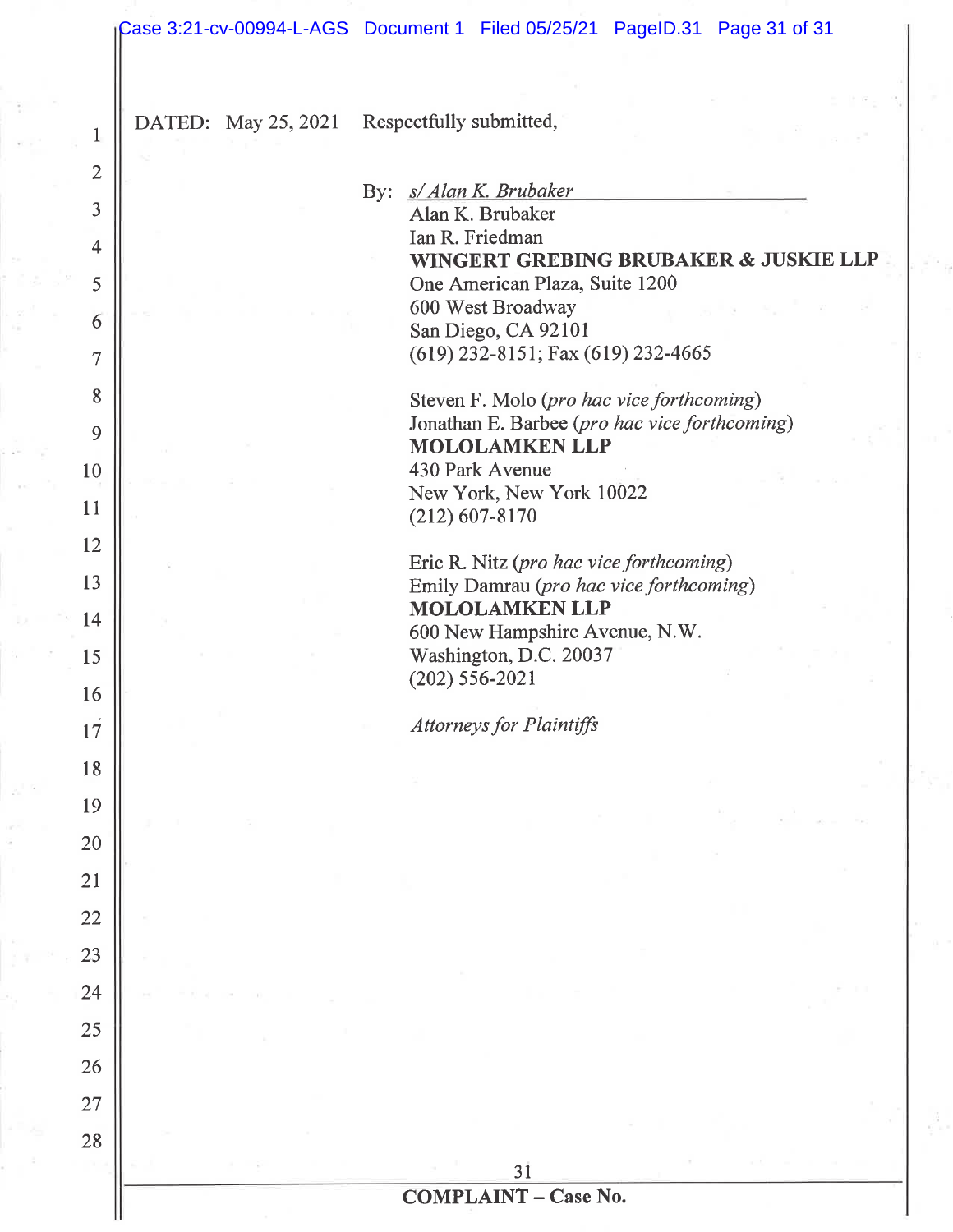DATED: May 25, 2021 Respectfully submitted,

By: *s/ Alan K. Brubaker*
Alan K. Brubaker
Ian R. Friedman
**WINGERT GREBING BRUBAKER & JUSKIE LLP**
One American Plaza, Suite 1200
600 West Broadway
San Diego, CA 92101
(619) 232-8151; Fax (619) 232-4665

Steven F. Molo (*pro hac vice forthcoming*)
Jonathan E. Barbee (*pro hac vice forthcoming*)
**MOLOLAMKEN LLP**
430 Park Avenue
New York, New York 10022
(212) 607-8170

Eric R. Nitz (*pro hac vice forthcoming*)
Emily Damrau (*pro hac vice forthcoming*)
**MOLOLAMKEN LLP**
600 New Hampshire Avenue, N.W.
Washington, D.C. 20037
(202) 556-2021

*Attorneys for Plaintiffs*